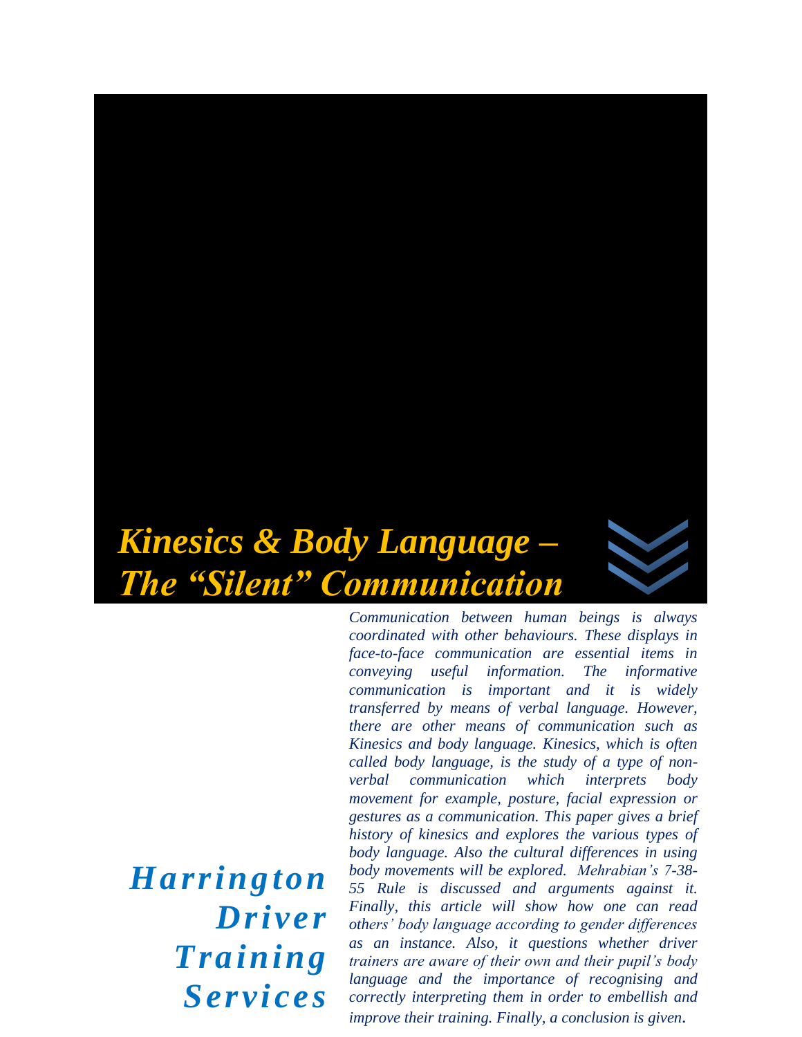# *Kinesics & Body Language – The "Silent" Communication*

***Harrington Driver Training Services***

*Communication between human beings is always coordinated with other behaviours. These displays in face-to-face communication are essential items in conveying useful information. The informative communication is important and it is widely transferred by means of verbal language. However, there are other means of communication such as Kinesics and body language. Kinesics, which is often called body language, is the study of a type of non-verbal communication which interprets body movement for example, posture, facial expression or gestures as a communication. This paper gives a brief history of kinesics and explores the various types of body language. Also the cultural differences in using body movements will be explored. Mehrabian's 7-38-55 Rule is discussed and arguments against it. Finally, this article will show how one can read others' body language according to gender differences as an instance. Also, it questions whether driver trainers are aware of their own and their pupil's body language and the importance of recognising and correctly interpreting them in order to embellish and improve their training. Finally, a conclusion is given.*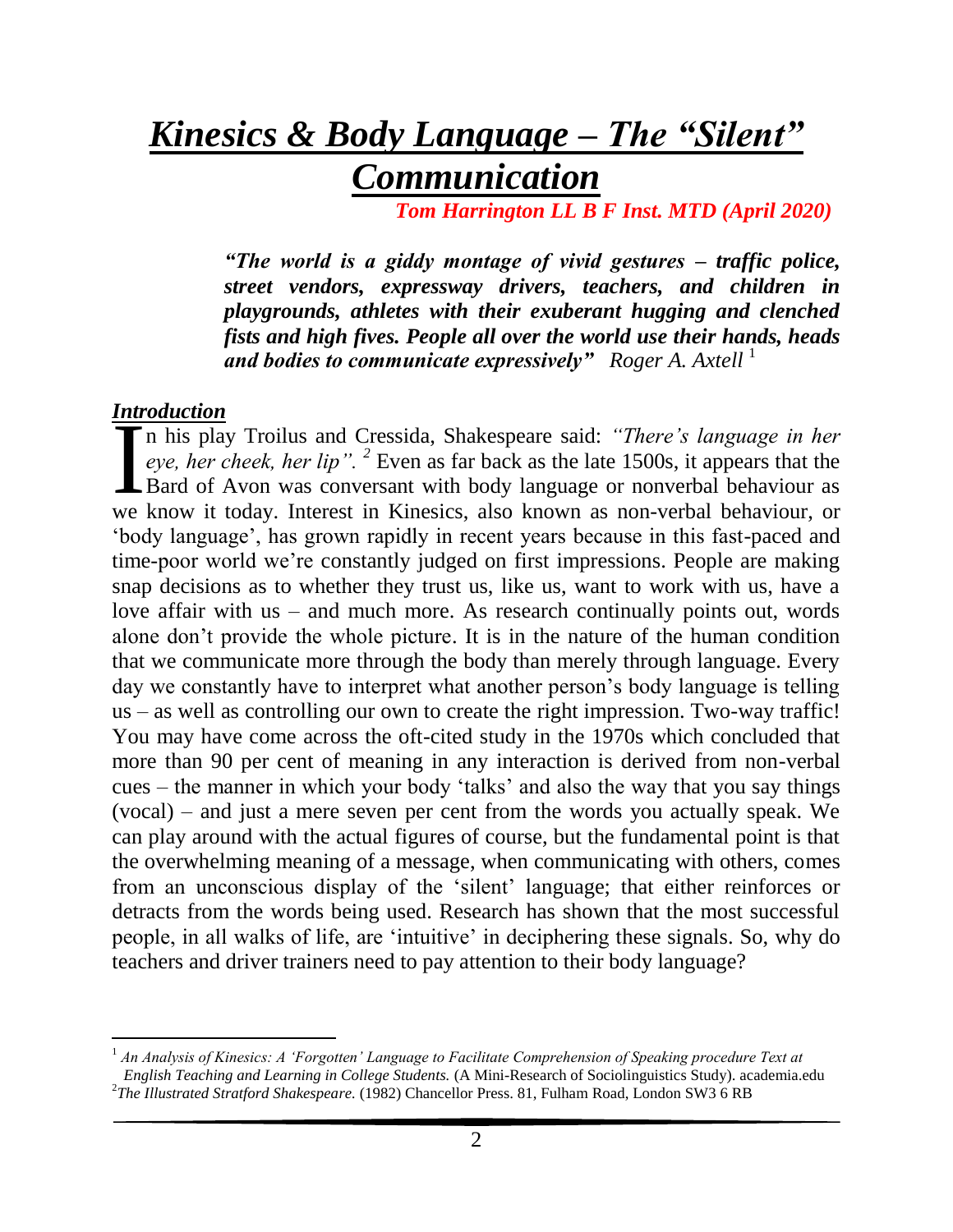# *Kinesics & Body Language – The "Silent" Communication*

***Tom Harrington LL B F Inst. MTD (April 2020)***

> ***"The world is a giddy montage of vivid gestures – traffic police, street vendors, expressway drivers, teachers, and children in playgrounds, athletes with their exuberant hugging and clenched fists and high fives. People all over the world use their hands, heads and bodies to communicate expressively"*** *Roger A. Axtell* [1]

## *Introduction*

In his play Troilus and Cressida, Shakespeare said: *"There's language in her eye, her cheek, her lip".* [2] Even as far back as the late 1500s, it appears that the Bard of Avon was conversant with body language or nonverbal behaviour as we know it today. Interest in Kinesics, also known as non-verbal behaviour, or 'body language', has grown rapidly in recent years because in this fast-paced and time-poor world we're constantly judged on first impressions. People are making snap decisions as to whether they trust us, like us, want to work with us, have a love affair with us – and much more. As research continually points out, words alone don't provide the whole picture. It is in the nature of the human condition that we communicate more through the body than merely through language. Every day we constantly have to interpret what another person's body language is telling us – as well as controlling our own to create the right impression. Two-way traffic! You may have come across the oft-cited study in the 1970s which concluded that more than 90 per cent of meaning in any interaction is derived from non-verbal cues – the manner in which your body 'talks' and also the way that you say things (vocal) – and just a mere seven per cent from the words you actually speak. We can play around with the actual figures of course, but the fundamental point is that the overwhelming meaning of a message, when communicating with others, comes from an unconscious display of the 'silent' language; that either reinforces or detracts from the words being used. Research has shown that the most successful people, in all walks of life, are 'intuitive' in deciphering these signals. So, why do teachers and driver trainers need to pay attention to their body language?

---

[1] *An Analysis of Kinesics: A 'Forgotten' Language to Facilitate Comprehension of Speaking procedure Text at English Teaching and Learning in College Students.* (A Mini-Research of Sociolinguistics Study). academia.edu

[2] *The Illustrated Stratford Shakespeare.* (1982) Chancellor Press. 81, Fulham Road, London SW3 6 RB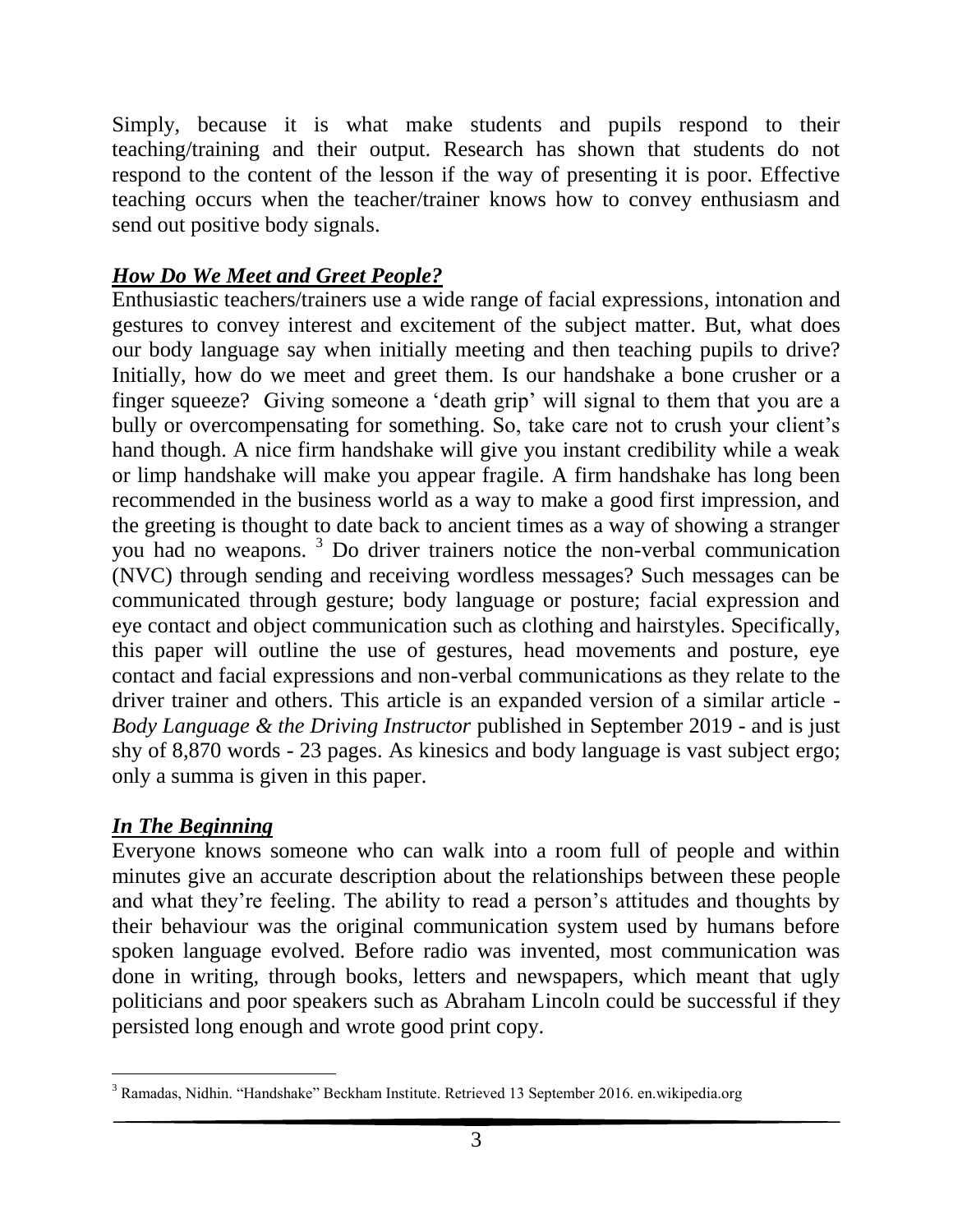Simply, because it is what make students and pupils respond to their teaching/training and their output. Research has shown that students do not respond to the content of the lesson if the way of presenting it is poor. Effective teaching occurs when the teacher/trainer knows how to convey enthusiasm and send out positive body signals.

## ***How Do We Meet and Greet People?***

Enthusiastic teachers/trainers use a wide range of facial expressions, intonation and gestures to convey interest and excitement of the subject matter. But, what does our body language say when initially meeting and then teaching pupils to drive? Initially, how do we meet and greet them. Is our handshake a bone crusher or a finger squeeze? Giving someone a 'death grip' will signal to them that you are a bully or overcompensating for something. So, take care not to crush your client's hand though. A nice firm handshake will give you instant credibility while a weak or limp handshake will make you appear fragile. A firm handshake has long been recommended in the business world as a way to make a good first impression, and the greeting is thought to date back to ancient times as a way of showing a stranger you had no weapons. [3] Do driver trainers notice the non-verbal communication (NVC) through sending and receiving wordless messages? Such messages can be communicated through gesture; body language or posture; facial expression and eye contact and object communication such as clothing and hairstyles. Specifically, this paper will outline the use of gestures, head movements and posture, eye contact and facial expressions and non-verbal communications as they relate to the driver trainer and others. This article is an expanded version of a similar article - *Body Language & the Driving Instructor* published in September 2019 - and is just shy of 8,870 words - 23 pages. As kinesics and body language is vast subject ergo; only a summa is given in this paper.

## ***In The Beginning***

Everyone knows someone who can walk into a room full of people and within minutes give an accurate description about the relationships between these people and what they're feeling. The ability to read a person's attitudes and thoughts by their behaviour was the original communication system used by humans before spoken language evolved. Before radio was invented, most communication was done in writing, through books, letters and newspapers, which meant that ugly politicians and poor speakers such as Abraham Lincoln could be successful if they persisted long enough and wrote good print copy.

---

[3] Ramadas, Nidhin. "Handshake" Beckham Institute. Retrieved 13 September 2016. en.wikipedia.org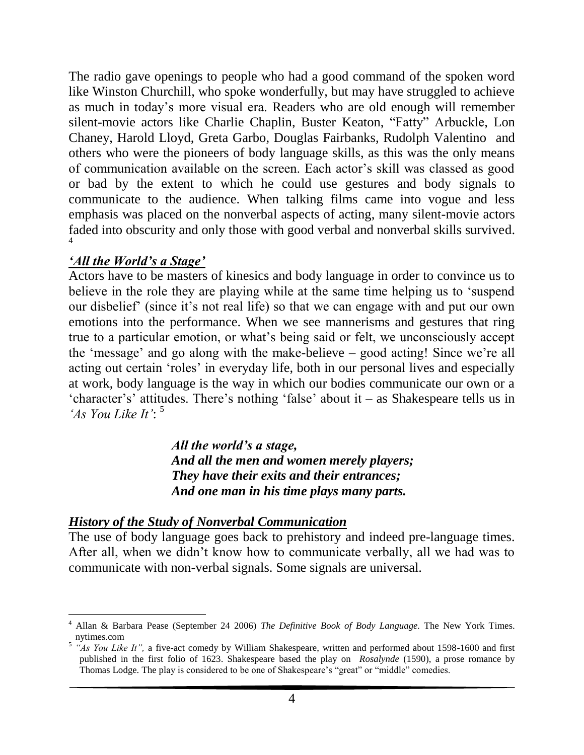The radio gave openings to people who had a good command of the spoken word like Winston Churchill, who spoke wonderfully, but may have struggled to achieve as much in today's more visual era. Readers who are old enough will remember silent-movie actors like Charlie Chaplin, Buster Keaton, "Fatty" Arbuckle, Lon Chaney, Harold Lloyd, Greta Garbo, Douglas Fairbanks, Rudolph Valentino and others who were the pioneers of body language skills, as this was the only means of communication available on the screen. Each actor's skill was classed as good or bad by the extent to which he could use gestures and body signals to communicate to the audience. When talking films came into vogue and less emphasis was placed on the nonverbal aspects of acting, many silent-movie actors faded into obscurity and only those with good verbal and nonverbal skills survived. [4]

### ***'All the World's a Stage'***

Actors have to be masters of kinesics and body language in order to convince us to believe in the role they are playing while at the same time helping us to 'suspend our disbelief' (since it's not real life) so that we can engage with and put our own emotions into the performance. When we see mannerisms and gestures that ring true to a particular emotion, or what's being said or felt, we unconsciously accept the 'message' and go along with the make-believe – good acting! Since we're all acting out certain 'roles' in everyday life, both in our personal lives and especially at work, body language is the way in which our bodies communicate our own or a 'character's' attitudes. There's nothing 'false' about it – as Shakespeare tells us in *'As You Like It'*: [5]

> ***All the world's a stage,***
> ***And all the men and women merely players;***
> ***They have their exits and their entrances;***
> ***And one man in his time plays many parts.***

### ***History of the Study of Nonverbal Communication***

The use of body language goes back to prehistory and indeed pre-language times. After all, when we didn't know how to communicate verbally, all we had was to communicate with non-verbal signals. Some signals are universal.

---

[4] Allan & Barbara Pease (September 24 2006) *The Definitive Book of Body Language.* The New York Times. nytimes.com

[5] *"As You Like It",* a five-act comedy by William Shakespeare, written and performed about 1598-1600 and first published in the first folio of 1623. Shakespeare based the play on *Rosalynde* (1590), a prose romance by Thomas Lodge. The play is considered to be one of Shakespeare's "great" or "middle" comedies.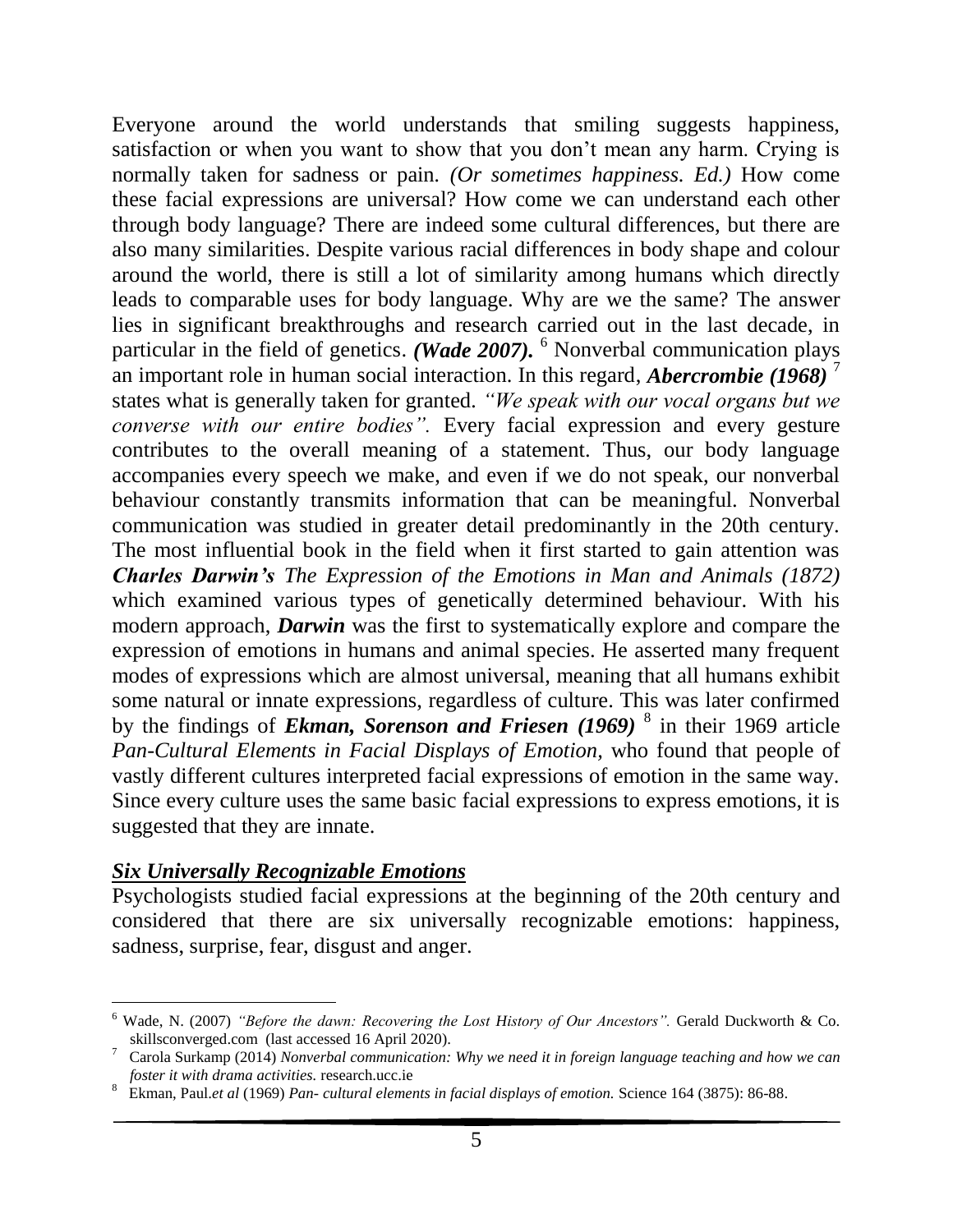Everyone around the world understands that smiling suggests happiness, satisfaction or when you want to show that you don't mean any harm. Crying is normally taken for sadness or pain. *(Or sometimes happiness. Ed.)* How come these facial expressions are universal? How come we can understand each other through body language? There are indeed some cultural differences, but there are also many similarities. Despite various racial differences in body shape and colour around the world, there is still a lot of similarity among humans which directly leads to comparable uses for body language. Why are we the same? The answer lies in significant breakthroughs and research carried out in the last decade, in particular in the field of genetics. ***(Wade 2007).*** [6] Nonverbal communication plays an important role in human social interaction. In this regard, ***Abercrombie (1968)*** [7] states what is generally taken for granted. *"We speak with our vocal organs but we converse with our entire bodies".* Every facial expression and every gesture contributes to the overall meaning of a statement. Thus, our body language accompanies every speech we make, and even if we do not speak, our nonverbal behaviour constantly transmits information that can be meaningful. Nonverbal communication was studied in greater detail predominantly in the 20th century. The most influential book in the field when it first started to gain attention was ***Charles Darwin's*** *The Expression of the Emotions in Man and Animals (1872)* which examined various types of genetically determined behaviour. With his modern approach, ***Darwin*** was the first to systematically explore and compare the expression of emotions in humans and animal species. He asserted many frequent modes of expressions which are almost universal, meaning that all humans exhibit some natural or innate expressions, regardless of culture. This was later confirmed by the findings of ***Ekman, Sorenson and Friesen (1969)*** [8] in their 1969 article *Pan-Cultural Elements in Facial Displays of Emotion,* who found that people of vastly different cultures interpreted facial expressions of emotion in the same way. Since every culture uses the same basic facial expressions to express emotions, it is suggested that they are innate.

## ***Six Universally Recognizable Emotions***

Psychologists studied facial expressions at the beginning of the 20th century and considered that there are six universally recognizable emotions: happiness, sadness, surprise, fear, disgust and anger.

---

[6] Wade, N. (2007) *"Before the dawn: Recovering the Lost History of Our Ancestors".* Gerald Duckworth & Co. skillsconverged.com (last accessed 16 April 2020).

[7] Carola Surkamp (2014) *Nonverbal communication: Why we need it in foreign language teaching and how we can foster it with drama activities.* research.ucc.ie

[8] Ekman, Paul.*et al* (1969) *Pan- cultural elements in facial displays of emotion.* Science 164 (3875): 86-88.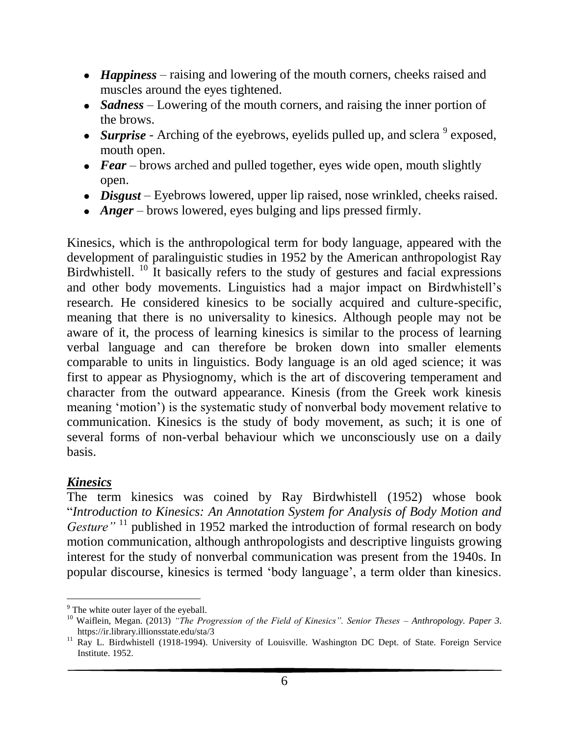- ***Happiness*** – raising and lowering of the mouth corners, cheeks raised and muscles around the eyes tightened.
- ***Sadness*** – Lowering of the mouth corners, and raising the inner portion of the brows.
- ***Surprise*** - Arching of the eyebrows, eyelids pulled up, and sclera [9] exposed, mouth open.
- ***Fear*** – brows arched and pulled together, eyes wide open, mouth slightly open.
- ***Disgust*** – Eyebrows lowered, upper lip raised, nose wrinkled, cheeks raised.
- ***Anger*** – brows lowered, eyes bulging and lips pressed firmly.

Kinesics, which is the anthropological term for body language, appeared with the development of paralinguistic studies in 1952 by the American anthropologist Ray Birdwhistell. [10] It basically refers to the study of gestures and facial expressions and other body movements. Linguistics had a major impact on Birdwhistell's research. He considered kinesics to be socially acquired and culture-specific, meaning that there is no universality to kinesics. Although people may not be aware of it, the process of learning kinesics is similar to the process of learning verbal language and can therefore be broken down into smaller elements comparable to units in linguistics. Body language is an old aged science; it was first to appear as Physiognomy, which is the art of discovering temperament and character from the outward appearance. Kinesis (from the Greek work kinesis meaning 'motion') is the systematic study of nonverbal body movement relative to communication. Kinesics is the study of body movement, as such; it is one of several forms of non-verbal behaviour which we unconsciously use on a daily basis.

## ***Kinesics***

The term kinesics was coined by Ray Birdwhistell (1952) whose book "*Introduction to Kinesics: An Annotation System for Analysis of Body Motion and Gesture"* [11] published in 1952 marked the introduction of formal research on body motion communication, although anthropologists and descriptive linguists growing interest for the study of nonverbal communication was present from the 1940s. In popular discourse, kinesics is termed 'body language', a term older than kinesics.

---

[9] The white outer layer of the eyeball.

[10] Waiflein, Megan. (2013) *"The Progression of the Field of Kinesics". Senior Theses – Anthropology. Paper 3.* https://ir.library.illionsstate.edu/sta/3

[11] Ray L. Birdwhistell (1918-1994). University of Louisville. Washington DC Dept. of State. Foreign Service Institute. 1952.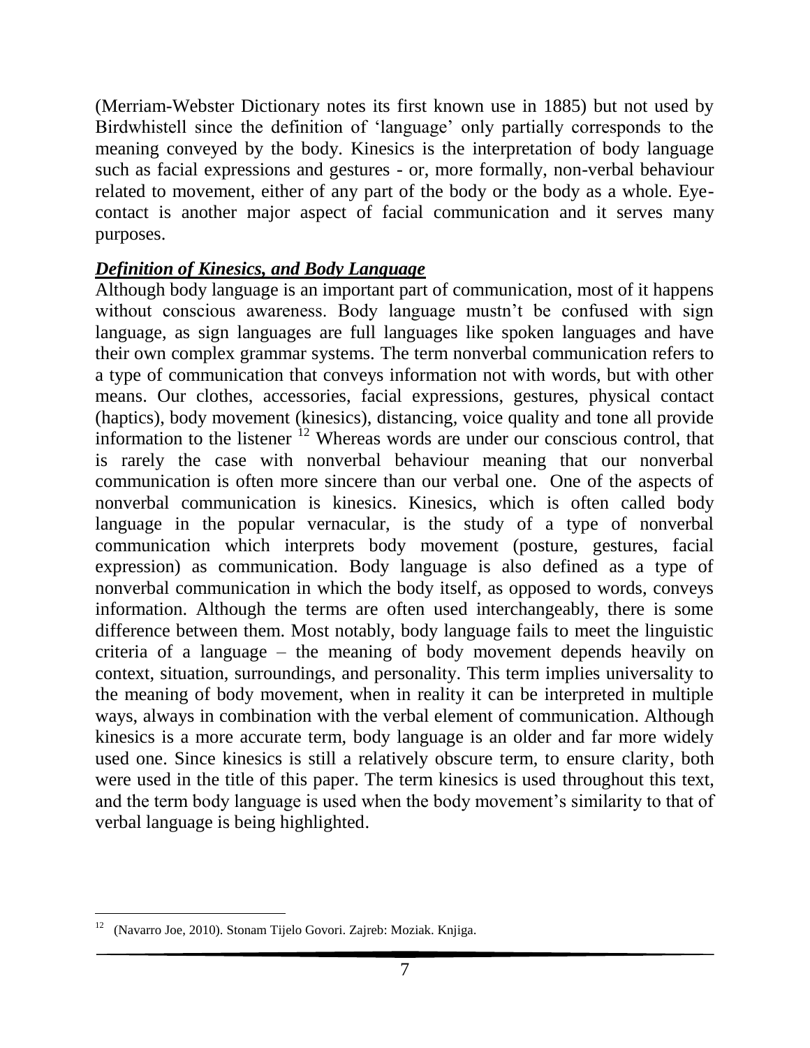(Merriam-Webster Dictionary notes its first known use in 1885) but not used by Birdwhistell since the definition of 'language' only partially corresponds to the meaning conveyed by the body. Kinesics is the interpretation of body language such as facial expressions and gestures - or, more formally, non-verbal behaviour related to movement, either of any part of the body or the body as a whole. Eye-contact is another major aspect of facial communication and it serves many purposes.

***Definition of Kinesics, and Body Language***

Although body language is an important part of communication, most of it happens without conscious awareness. Body language mustn't be confused with sign language, as sign languages are full languages like spoken languages and have their own complex grammar systems. The term nonverbal communication refers to a type of communication that conveys information not with words, but with other means. Our clothes, accessories, facial expressions, gestures, physical contact (haptics), body movement (kinesics), distancing, voice quality and tone all provide information to the listener [12] Whereas words are under our conscious control, that is rarely the case with nonverbal behaviour meaning that our nonverbal communication is often more sincere than our verbal one. One of the aspects of nonverbal communication is kinesics. Kinesics, which is often called body language in the popular vernacular, is the study of a type of nonverbal communication which interprets body movement (posture, gestures, facial expression) as communication. Body language is also defined as a type of nonverbal communication in which the body itself, as opposed to words, conveys information. Although the terms are often used interchangeably, there is some difference between them. Most notably, body language fails to meet the linguistic criteria of a language – the meaning of body movement depends heavily on context, situation, surroundings, and personality. This term implies universality to the meaning of body movement, when in reality it can be interpreted in multiple ways, always in combination with the verbal element of communication. Although kinesics is a more accurate term, body language is an older and far more widely used one. Since kinesics is still a relatively obscure term, to ensure clarity, both were used in the title of this paper. The term kinesics is used throughout this text, and the term body language is used when the body movement's similarity to that of verbal language is being highlighted.

---

[12] (Navarro Joe, 2010). Stonam Tijelo Govori. Zajreb: Moziak. Knjiga.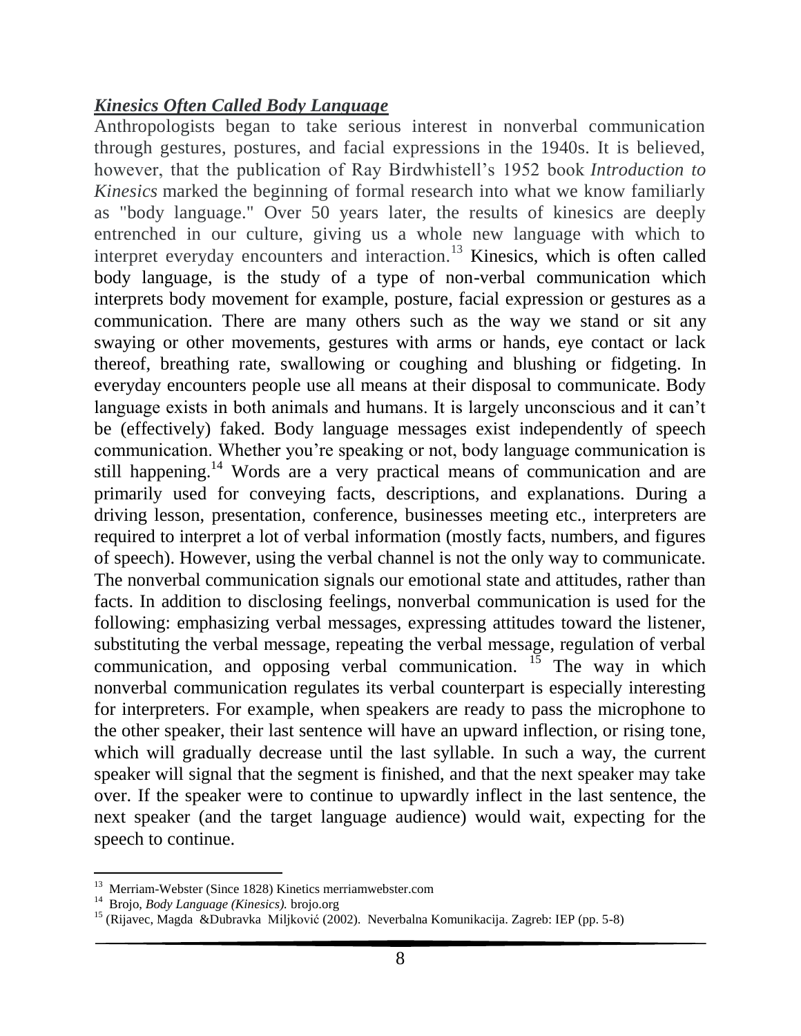***Kinesics Often Called Body Language***

Anthropologists began to take serious interest in nonverbal communication through gestures, postures, and facial expressions in the 1940s. It is believed, however, that the publication of Ray Birdwhistell's 1952 book *Introduction to Kinesics* marked the beginning of formal research into what we know familiarly as "body language." Over 50 years later, the results of kinesics are deeply entrenched in our culture, giving us a whole new language with which to interpret everyday encounters and interaction.[13] Kinesics, which is often called body language, is the study of a type of non-verbal communication which interprets body movement for example, posture, facial expression or gestures as a communication. There are many others such as the way we stand or sit any swaying or other movements, gestures with arms or hands, eye contact or lack thereof, breathing rate, swallowing or coughing and blushing or fidgeting. In everyday encounters people use all means at their disposal to communicate. Body language exists in both animals and humans. It is largely unconscious and it can't be (effectively) faked. Body language messages exist independently of speech communication. Whether you're speaking or not, body language communication is still happening.[14] Words are a very practical means of communication and are primarily used for conveying facts, descriptions, and explanations. During a driving lesson, presentation, conference, businesses meeting etc., interpreters are required to interpret a lot of verbal information (mostly facts, numbers, and figures of speech). However, using the verbal channel is not the only way to communicate. The nonverbal communication signals our emotional state and attitudes, rather than facts. In addition to disclosing feelings, nonverbal communication is used for the following: emphasizing verbal messages, expressing attitudes toward the listener, substituting the verbal message, repeating the verbal message, regulation of verbal communication, and opposing verbal communication. [15] The way in which nonverbal communication regulates its verbal counterpart is especially interesting for interpreters. For example, when speakers are ready to pass the microphone to the other speaker, their last sentence will have an upward inflection, or rising tone, which will gradually decrease until the last syllable. In such a way, the current speaker will signal that the segment is finished, and that the next speaker may take over. If the speaker were to continue to upwardly inflect in the last sentence, the next speaker (and the target language audience) would wait, expecting for the speech to continue.

---

[13] Merriam-Webster (Since 1828) Kinetics merriamwebster.com

[14] Brojo, *Body Language (Kinesics).* brojo.org

[15] (Rijavec, Magda &Dubravka Miljković (2002). Neverbalna Komunikacija. Zagreb: IEP (pp. 5-8)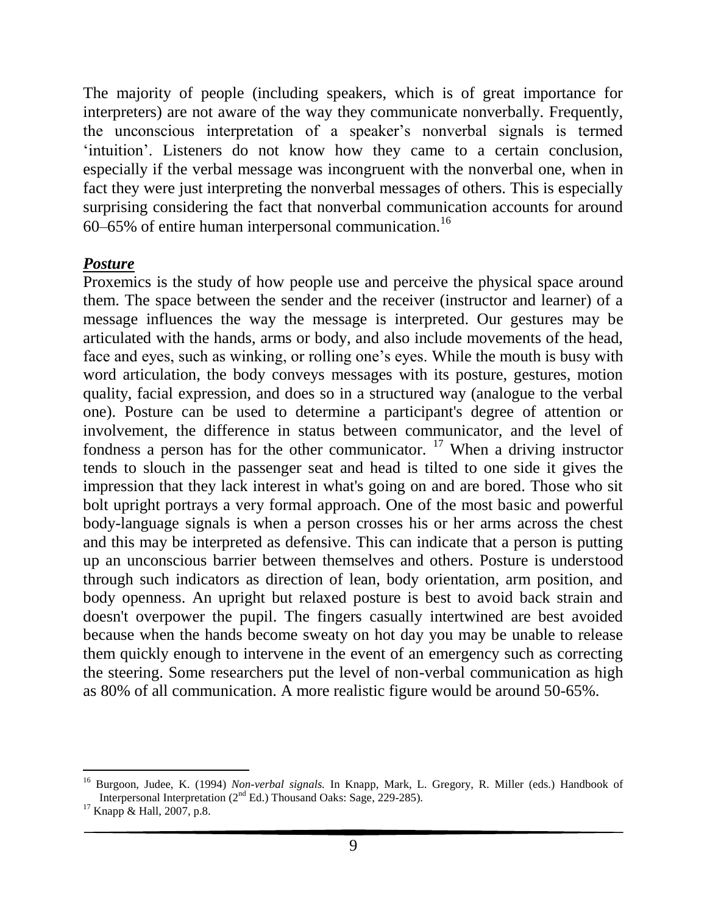The majority of people (including speakers, which is of great importance for interpreters) are not aware of the way they communicate nonverbally. Frequently, the unconscious interpretation of a speaker's nonverbal signals is termed 'intuition'. Listeners do not know how they came to a certain conclusion, especially if the verbal message was incongruent with the nonverbal one, when in fact they were just interpreting the nonverbal messages of others. This is especially surprising considering the fact that nonverbal communication accounts for around 60–65% of entire human interpersonal communication.[16]

***Posture***

Proxemics is the study of how people use and perceive the physical space around them. The space between the sender and the receiver (instructor and learner) of a message influences the way the message is interpreted. Our gestures may be articulated with the hands, arms or body, and also include movements of the head, face and eyes, such as winking, or rolling one's eyes. While the mouth is busy with word articulation, the body conveys messages with its posture, gestures, motion quality, facial expression, and does so in a structured way (analogue to the verbal one). Posture can be used to determine a participant's degree of attention or involvement, the difference in status between communicator, and the level of fondness a person has for the other communicator. [17] When a driving instructor tends to slouch in the passenger seat and head is tilted to one side it gives the impression that they lack interest in what's going on and are bored. Those who sit bolt upright portrays a very formal approach. One of the most basic and powerful body-language signals is when a person crosses his or her arms across the chest and this may be interpreted as defensive. This can indicate that a person is putting up an unconscious barrier between themselves and others. Posture is understood through such indicators as direction of lean, body orientation, arm position, and body openness. An upright but relaxed posture is best to avoid back strain and doesn't overpower the pupil. The fingers casually intertwined are best avoided because when the hands become sweaty on hot day you may be unable to release them quickly enough to intervene in the event of an emergency such as correcting the steering. Some researchers put the level of non-verbal communication as high as 80% of all communication. A more realistic figure would be around 50-65%.

---

[16] Burgoon, Judee, K. (1994) *Non-verbal signals.* In Knapp, Mark, L. Gregory, R. Miller (eds.) Handbook of Interpersonal Interpretation (2nd Ed.) Thousand Oaks: Sage, 229-285).

[17] Knapp & Hall, 2007, p.8.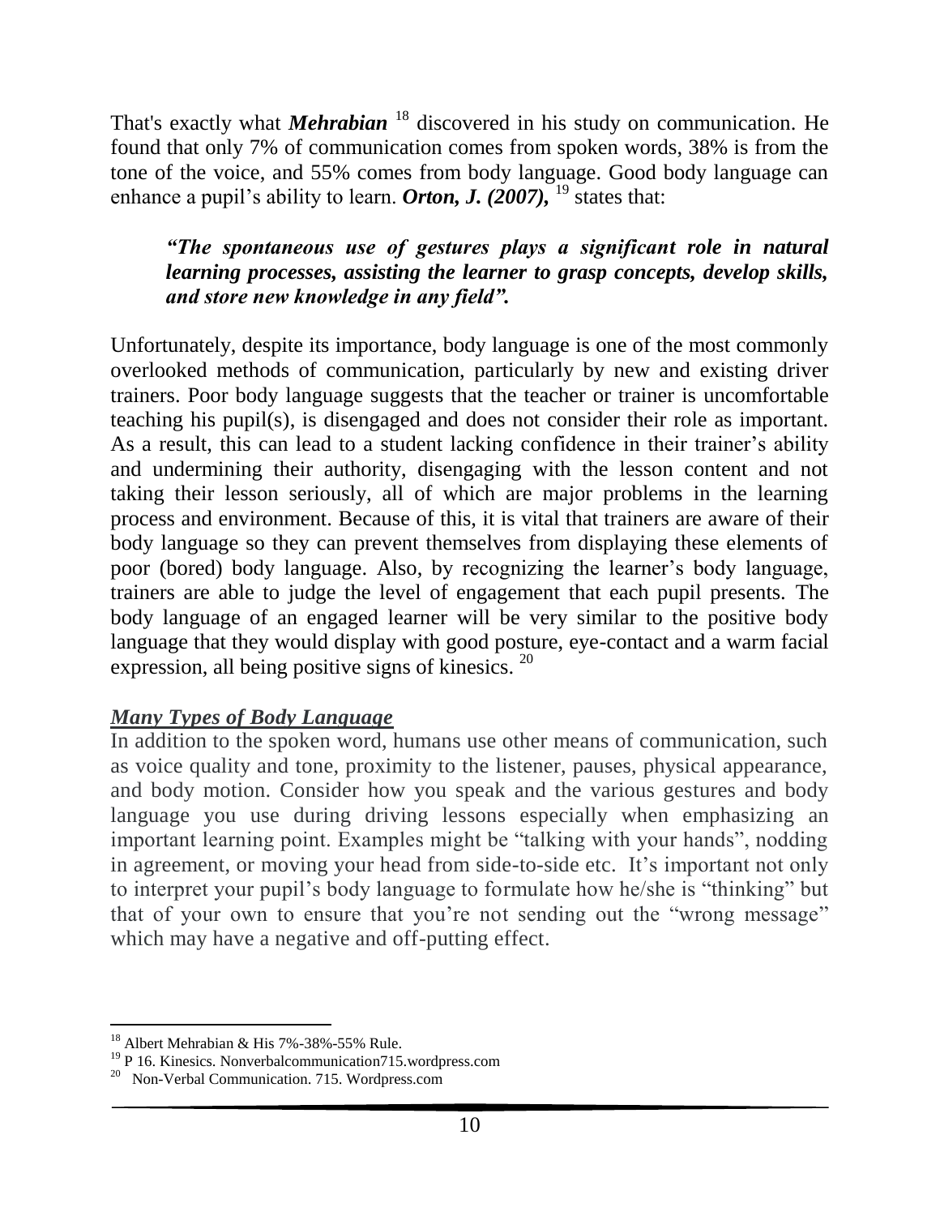That's exactly what ***Mehrabian*** [18] discovered in his study on communication. He found that only 7% of communication comes from spoken words, 38% is from the tone of the voice, and 55% comes from body language. Good body language can enhance a pupil's ability to learn. ***Orton, J. (2007),*** [19] states that:

> ***"The spontaneous use of gestures plays a significant role in natural learning processes, assisting the learner to grasp concepts, develop skills, and store new knowledge in any field".***

Unfortunately, despite its importance, body language is one of the most commonly overlooked methods of communication, particularly by new and existing driver trainers. Poor body language suggests that the teacher or trainer is uncomfortable teaching his pupil(s), is disengaged and does not consider their role as important. As a result, this can lead to a student lacking confidence in their trainer's ability and undermining their authority, disengaging with the lesson content and not taking their lesson seriously, all of which are major problems in the learning process and environment. Because of this, it is vital that trainers are aware of their body language so they can prevent themselves from displaying these elements of poor (bored) body language. Also, by recognizing the learner's body language, trainers are able to judge the level of engagement that each pupil presents. The body language of an engaged learner will be very similar to the positive body language that they would display with good posture, eye-contact and a warm facial expression, all being positive signs of kinesics. [20]

## ***Many Types of Body Language***

In addition to the spoken word, humans use other means of communication, such as voice quality and tone, proximity to the listener, pauses, physical appearance, and body motion. Consider how you speak and the various gestures and body language you use during driving lessons especially when emphasizing an important learning point. Examples might be "talking with your hands", nodding in agreement, or moving your head from side-to-side etc. It's important not only to interpret your pupil's body language to formulate how he/she is "thinking" but that of your own to ensure that you're not sending out the "wrong message" which may have a negative and off-putting effect.

---

[18] Albert Mehrabian & His 7%-38%-55% Rule.

[19] P 16. Kinesics. Nonverbalcommunication715.wordpress.com

[20] Non-Verbal Communication. 715. Wordpress.com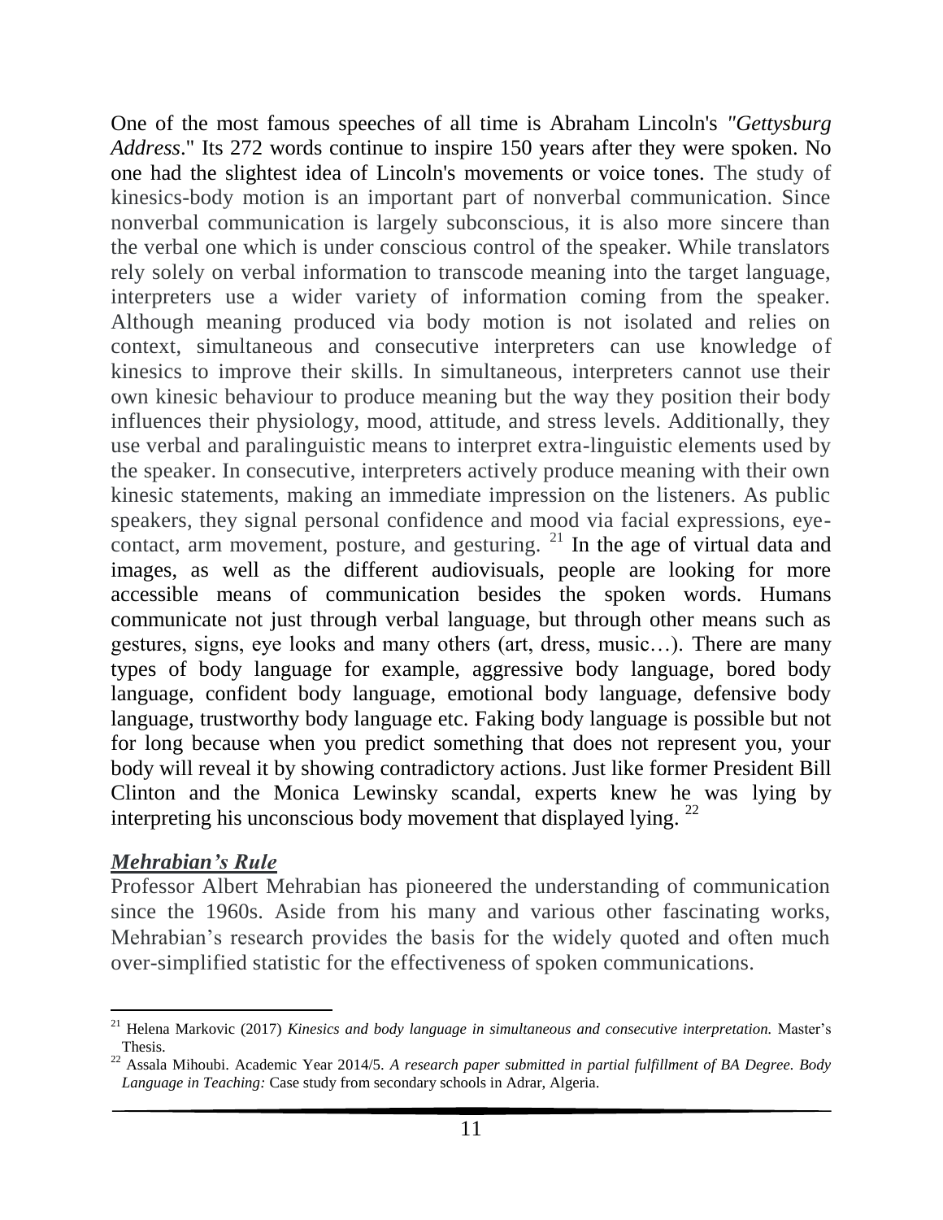One of the most famous speeches of all time is Abraham Lincoln's *"Gettysburg Address*." Its 272 words continue to inspire 150 years after they were spoken. No one had the slightest idea of Lincoln's movements or voice tones. The study of kinesics-body motion is an important part of nonverbal communication. Since nonverbal communication is largely subconscious, it is also more sincere than the verbal one which is under conscious control of the speaker. While translators rely solely on verbal information to transcode meaning into the target language, interpreters use a wider variety of information coming from the speaker. Although meaning produced via body motion is not isolated and relies on context, simultaneous and consecutive interpreters can use knowledge of kinesics to improve their skills. In simultaneous, interpreters cannot use their own kinesic behaviour to produce meaning but the way they position their body influences their physiology, mood, attitude, and stress levels. Additionally, they use verbal and paralinguistic means to interpret extra-linguistic elements used by the speaker. In consecutive, interpreters actively produce meaning with their own kinesic statements, making an immediate impression on the listeners. As public speakers, they signal personal confidence and mood via facial expressions, eye-contact, arm movement, posture, and gesturing. [21] In the age of virtual data and images, as well as the different audiovisuals, people are looking for more accessible means of communication besides the spoken words. Humans communicate not just through verbal language, but through other means such as gestures, signs, eye looks and many others (art, dress, music…). There are many types of body language for example, aggressive body language, bored body language, confident body language, emotional body language, defensive body language, trustworthy body language etc. Faking body language is possible but not for long because when you predict something that does not represent you, your body will reveal it by showing contradictory actions. Just like former President Bill Clinton and the Monica Lewinsky scandal, experts knew he was lying by interpreting his unconscious body movement that displayed lying. [22]

### ***Mehrabian's Rule***

Professor Albert Mehrabian has pioneered the understanding of communication since the 1960s. Aside from his many and various other fascinating works, Mehrabian's research provides the basis for the widely quoted and often much over-simplified statistic for the effectiveness of spoken communications.

---

[21] Helena Markovic (2017) *Kinesics and body language in simultaneous and consecutive interpretation.* Master's Thesis.

[22] Assala Mihoubi. Academic Year 2014/5. *A research paper submitted in partial fulfillment of BA Degree. Body Language in Teaching:* Case study from secondary schools in Adrar, Algeria.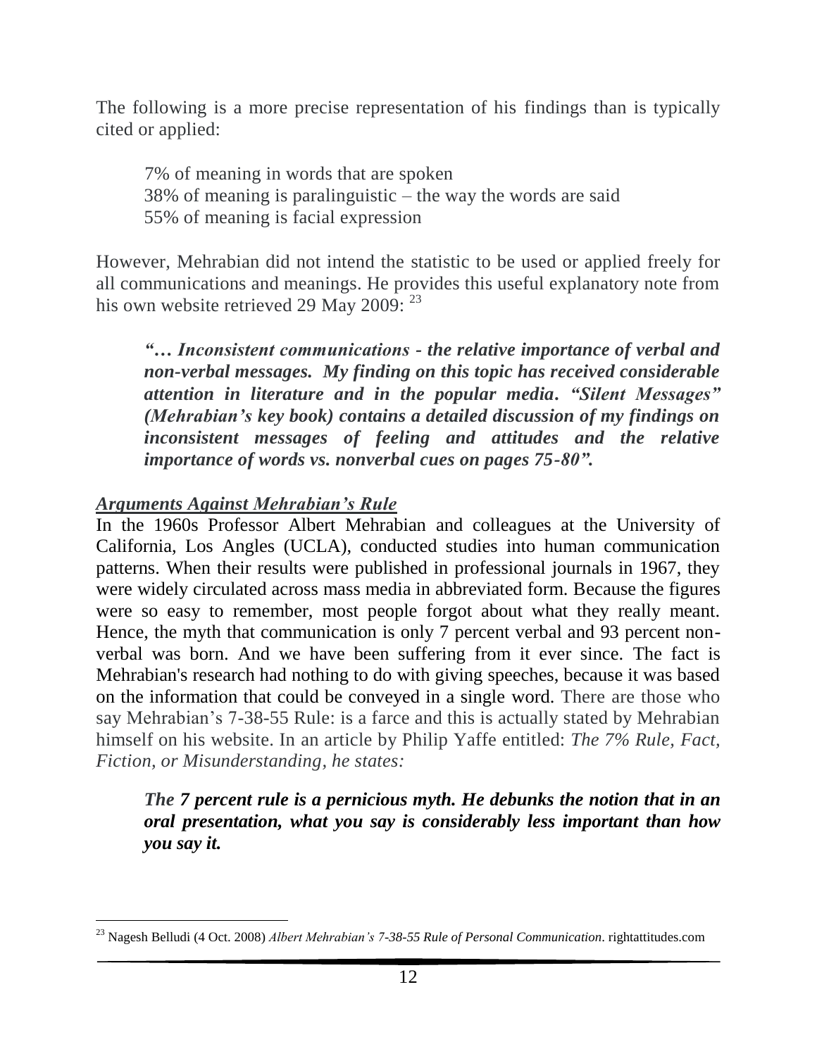The following is a more precise representation of his findings than is typically cited or applied:

> 7% of meaning in words that are spoken
> 38% of meaning is paralinguistic – the way the words are said
> 55% of meaning is facial expression

However, Mehrabian did not intend the statistic to be used or applied freely for all communications and meanings. He provides this useful explanatory note from his own website retrieved 29 May 2009: [23]

> ***"… Inconsistent communications - the relative importance of verbal and non-verbal messages. My finding on this topic has received considerable attention in literature and in the popular media. "Silent Messages" (Mehrabian's key book) contains a detailed discussion of my findings on inconsistent messages of feeling and attitudes and the relative importance of words vs. nonverbal cues on pages 75-80".***

***Arguments Against Mehrabian's Rule***

In the 1960s Professor Albert Mehrabian and colleagues at the University of California, Los Angles (UCLA), conducted studies into human communication patterns. When their results were published in professional journals in 1967, they were widely circulated across mass media in abbreviated form. Because the figures were so easy to remember, most people forgot about what they really meant. Hence, the myth that communication is only 7 percent verbal and 93 percent non-verbal was born. And we have been suffering from it ever since. The fact is Mehrabian's research had nothing to do with giving speeches, because it was based on the information that could be conveyed in a single word. There are those who say Mehrabian's 7-38-55 Rule: is a farce and this is actually stated by Mehrabian himself on his website. In an article by Philip Yaffe entitled: *The 7% Rule, Fact, Fiction, or Misunderstanding, he states:*

> ***The 7 percent rule is a pernicious myth. He debunks the notion that in an oral presentation, what you say is considerably less important than how you say it.***

---

[23] Nagesh Belludi (4 Oct. 2008) *Albert Mehrabian's 7-38-55 Rule of Personal Communication*. rightattitudes.com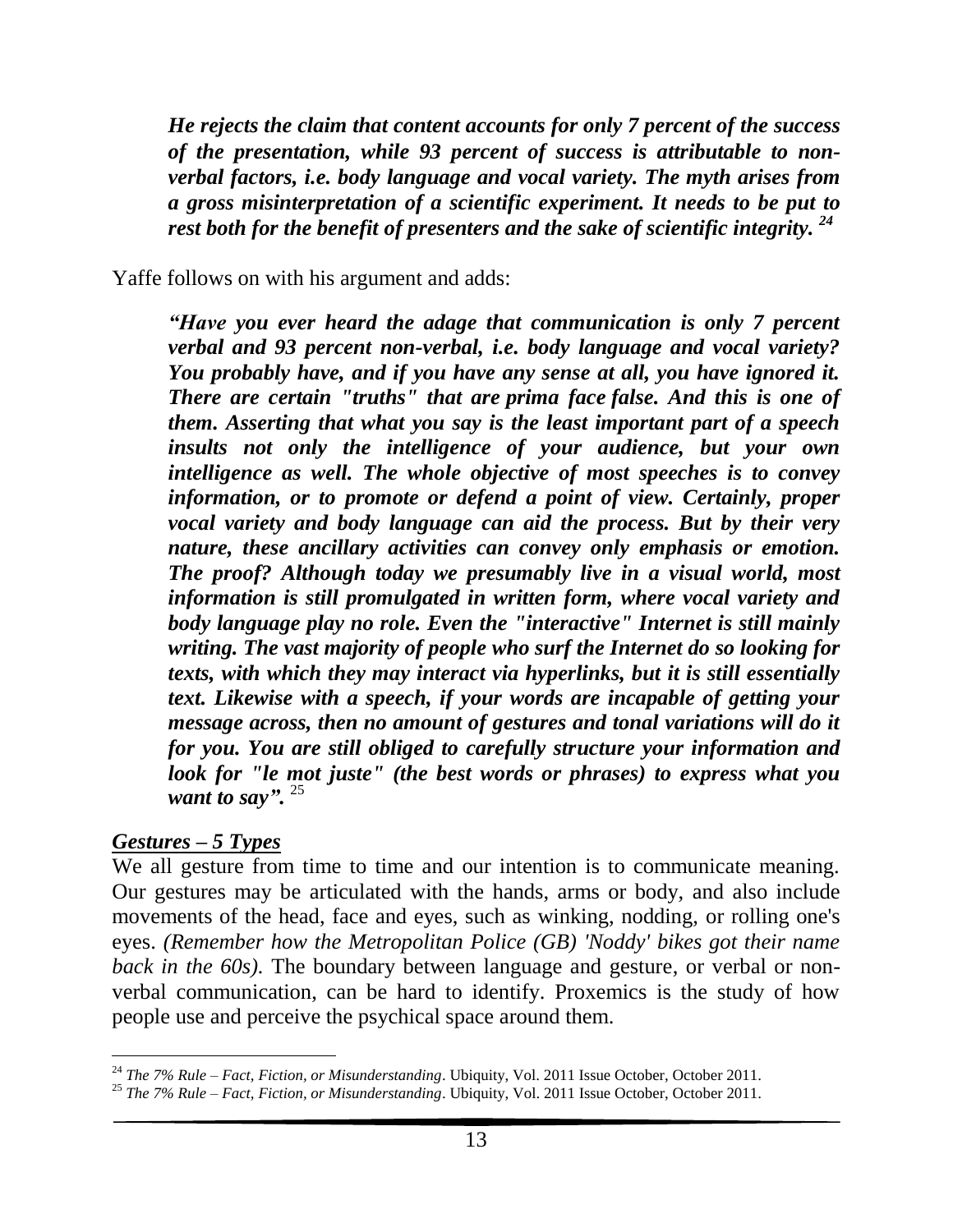> ***He rejects the claim that content accounts for only 7 percent of the success of the presentation, while 93 percent of success is attributable to non-verbal factors, i.e. body language and vocal variety. The myth arises from a gross misinterpretation of a scientific experiment. It needs to be put to rest both for the benefit of presenters and the sake of scientific integrity.*** [24]

Yaffe follows on with his argument and adds:

> ***"Have you ever heard the adage that communication is only 7 percent verbal and 93 percent non-verbal, i.e. body language and vocal variety? You probably have, and if you have any sense at all, you have ignored it. There are certain "truths" that are prima face false. And this is one of them. Asserting that what you say is the least important part of a speech insults not only the intelligence of your audience, but your own intelligence as well. The whole objective of most speeches is to convey information, or to promote or defend a point of view. Certainly, proper vocal variety and body language can aid the process. But by their very nature, these ancillary activities can convey only emphasis or emotion. The proof? Although today we presumably live in a visual world, most information is still promulgated in written form, where vocal variety and body language play no role. Even the "interactive" Internet is still mainly writing. The vast majority of people who surf the Internet do so looking for texts, with which they may interact via hyperlinks, but it is still essentially text. Likewise with a speech, if your words are incapable of getting your message across, then no amount of gestures and tonal variations will do it for you. You are still obliged to carefully structure your information and look for "le mot juste" (the best words or phrases) to express what you want to say".*** [25]

***<u>Gestures – 5 Types</u>***

We all gesture from time to time and our intention is to communicate meaning. Our gestures may be articulated with the hands, arms or body, and also include movements of the head, face and eyes, such as winking, nodding, or rolling one's eyes. *(Remember how the Metropolitan Police (GB) 'Noddy' bikes got their name back in the 60s).* The boundary between language and gesture, or verbal or non-verbal communication, can be hard to identify. Proxemics is the study of how people use and perceive the psychical space around them.

---

[24] *The 7% Rule – Fact, Fiction, or Misunderstanding*. Ubiquity, Vol. 2011 Issue October, October 2011.

[25] *The 7% Rule – Fact, Fiction, or Misunderstanding*. Ubiquity, Vol. 2011 Issue October, October 2011.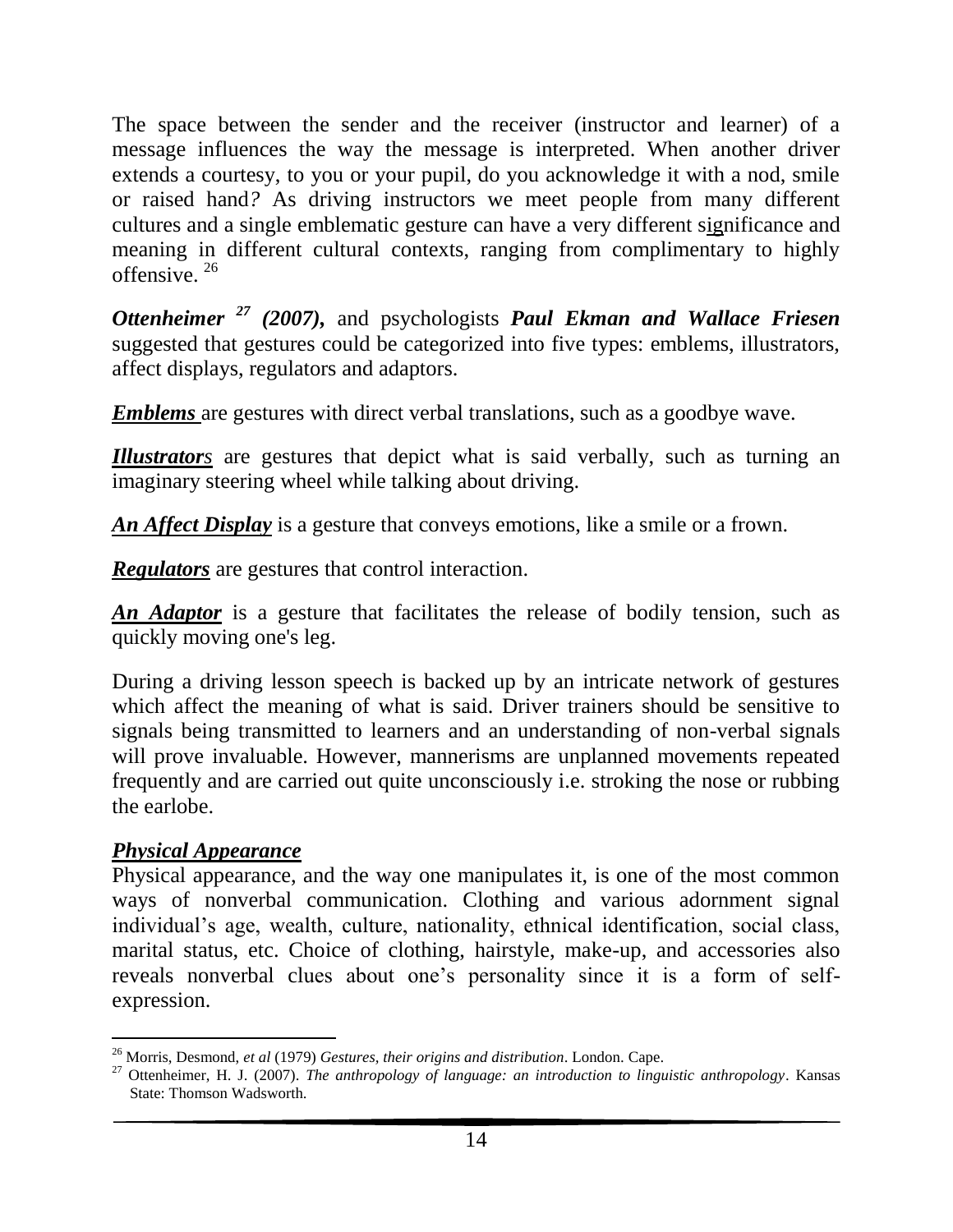The space between the sender and the receiver (instructor and learner) of a message influences the way the message is interpreted. When another driver extends a courtesy, to you or your pupil, do you acknowledge it with a nod, smile or raised hand? As driving instructors we meet people from many different cultures and a single emblematic gesture can have a very different significance and meaning in different cultural contexts, ranging from complimentary to highly offensive. [26]

***Ottenheimer*** [27] ***(2007),*** and psychologists ***Paul Ekman and Wallace Friesen*** suggested that gestures could be categorized into five types: emblems, illustrators, affect displays, regulators and adaptors.

***Emblems*** are gestures with direct verbal translations, such as a goodbye wave.

***Illustrators*** are gestures that depict what is said verbally, such as turning an imaginary steering wheel while talking about driving.

***An Affect Display*** is a gesture that conveys emotions, like a smile or a frown.

***Regulators*** are gestures that control interaction.

***An Adaptor*** is a gesture that facilitates the release of bodily tension, such as quickly moving one's leg.

During a driving lesson speech is backed up by an intricate network of gestures which affect the meaning of what is said. Driver trainers should be sensitive to signals being transmitted to learners and an understanding of non-verbal signals will prove invaluable. However, mannerisms are unplanned movements repeated frequently and are carried out quite unconsciously i.e. stroking the nose or rubbing the earlobe.

***Physical Appearance***

Physical appearance, and the way one manipulates it, is one of the most common ways of nonverbal communication. Clothing and various adornment signal individual's age, wealth, culture, nationality, ethnical identification, social class, marital status, etc. Choice of clothing, hairstyle, make-up, and accessories also reveals nonverbal clues about one's personality since it is a form of self-expression.

---

[26] Morris, Desmond, *et al* (1979) *Gestures, their origins and distribution*. London. Cape.

[27] Ottenheimer, H. J. (2007). *The anthropology of language: an introduction to linguistic anthropology*. Kansas State: Thomson Wadsworth.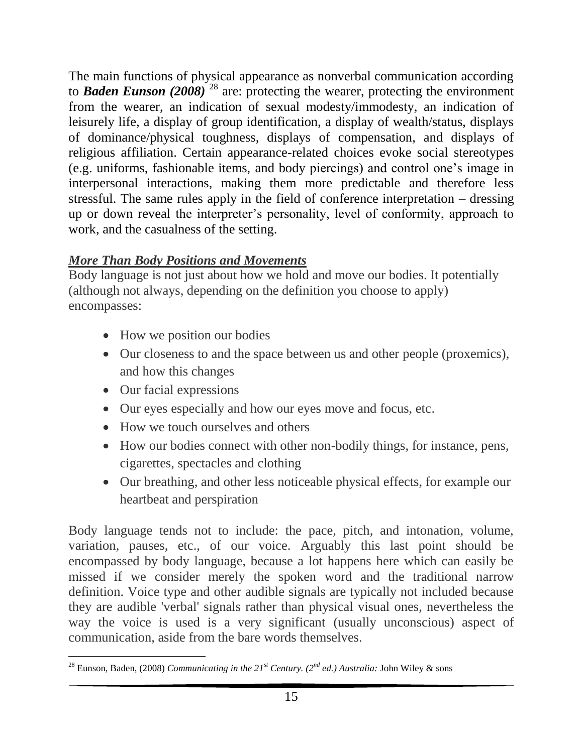The main functions of physical appearance as nonverbal communication according to ***Baden Eunson (2008)*** [28] are: protecting the wearer, protecting the environment from the wearer, an indication of sexual modesty/immodesty, an indication of leisurely life, a display of group identification, a display of wealth/status, displays of dominance/physical toughness, displays of compensation, and displays of religious affiliation. Certain appearance-related choices evoke social stereotypes (e.g. uniforms, fashionable items, and body piercings) and control one's image in interpersonal interactions, making them more predictable and therefore less stressful. The same rules apply in the field of conference interpretation – dressing up or down reveal the interpreter's personality, level of conformity, approach to work, and the casualness of the setting.

### ***More Than Body Positions and Movements***

Body language is not just about how we hold and move our bodies. It potentially (although not always, depending on the definition you choose to apply) encompasses:

- How we position our bodies
- Our closeness to and the space between us and other people (proxemics), and how this changes
- Our facial expressions
- Our eyes especially and how our eyes move and focus, etc.
- How we touch ourselves and others
- How our bodies connect with other non-bodily things, for instance, pens, cigarettes, spectacles and clothing
- Our breathing, and other less noticeable physical effects, for example our heartbeat and perspiration

Body language tends not to include: the pace, pitch, and intonation, volume, variation, pauses, etc., of our voice. Arguably this last point should be encompassed by body language, because a lot happens here which can easily be missed if we consider merely the spoken word and the traditional narrow definition. Voice type and other audible signals are typically not included because they are audible 'verbal' signals rather than physical visual ones, nevertheless the way the voice is used is a very significant (usually unconscious) aspect of communication, aside from the bare words themselves.

---

[28] Eunson, Baden, (2008) *Communicating in the 21st Century. (2nd ed.) Australia:* John Wiley & sons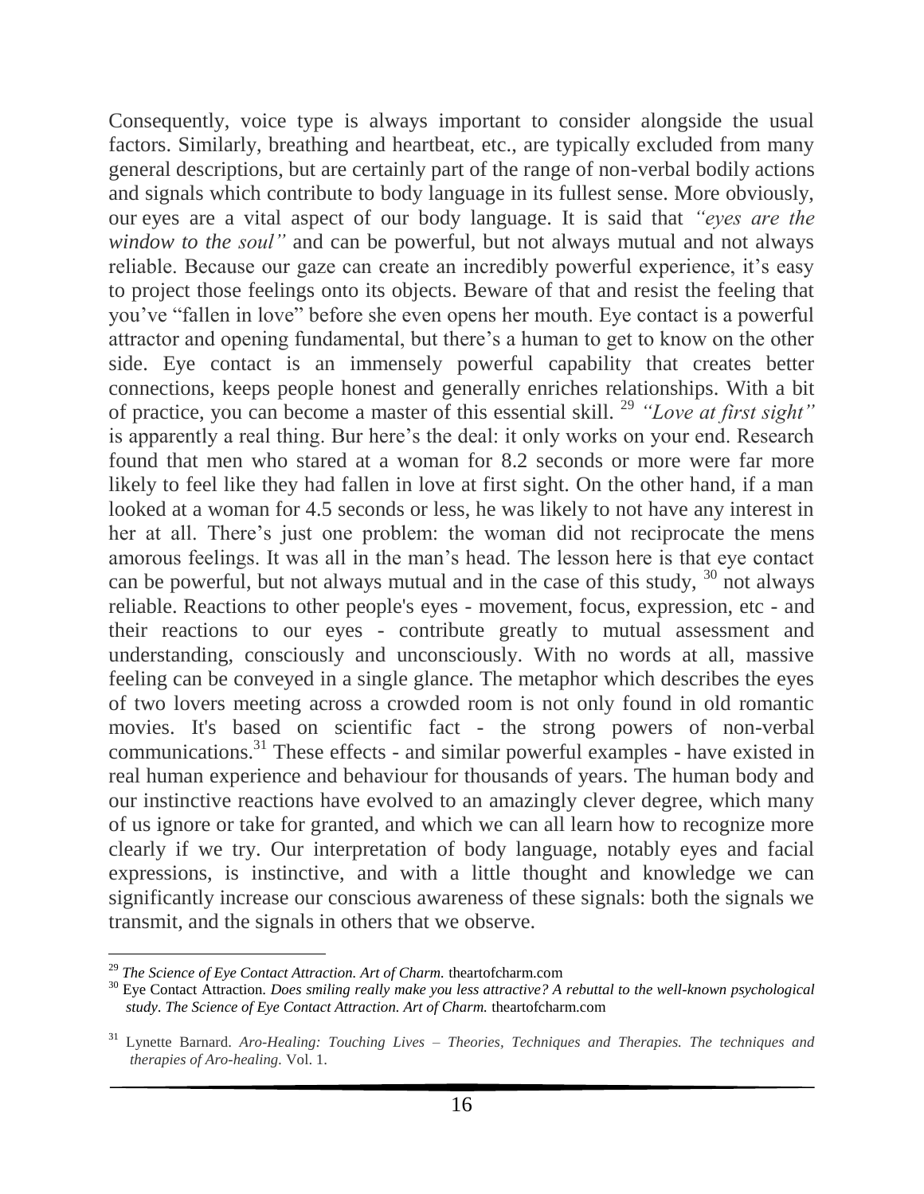Consequently, voice type is always important to consider alongside the usual factors. Similarly, breathing and heartbeat, etc., are typically excluded from many general descriptions, but are certainly part of the range of non-verbal bodily actions and signals which contribute to body language in its fullest sense. More obviously, our eyes are a vital aspect of our body language. It is said that *"eyes are the window to the soul"* and can be powerful, but not always mutual and not always reliable. Because our gaze can create an incredibly powerful experience, it's easy to project those feelings onto its objects. Beware of that and resist the feeling that you've "fallen in love" before she even opens her mouth. Eye contact is a powerful attractor and opening fundamental, but there's a human to get to know on the other side. Eye contact is an immensely powerful capability that creates better connections, keeps people honest and generally enriches relationships. With a bit of practice, you can become a master of this essential skill. [29] *"Love at first sight"* is apparently a real thing. Bur here's the deal: it only works on your end. Research found that men who stared at a woman for 8.2 seconds or more were far more likely to feel like they had fallen in love at first sight. On the other hand, if a man looked at a woman for 4.5 seconds or less, he was likely to not have any interest in her at all. There's just one problem: the woman did not reciprocate the mens amorous feelings. It was all in the man's head. The lesson here is that eye contact can be powerful, but not always mutual and in the case of this study, [30] not always reliable. Reactions to other people's eyes - movement, focus, expression, etc - and their reactions to our eyes - contribute greatly to mutual assessment and understanding, consciously and unconsciously. With no words at all, massive feeling can be conveyed in a single glance. The metaphor which describes the eyes of two lovers meeting across a crowded room is not only found in old romantic movies. It's based on scientific fact - the strong powers of non-verbal communications.[31] These effects - and similar powerful examples - have existed in real human experience and behaviour for thousands of years. The human body and our instinctive reactions have evolved to an amazingly clever degree, which many of us ignore or take for granted, and which we can all learn how to recognize more clearly if we try. Our interpretation of body language, notably eyes and facial expressions, is instinctive, and with a little thought and knowledge we can significantly increase our conscious awareness of these signals: both the signals we transmit, and the signals in others that we observe.

---

[29] *The Science of Eye Contact Attraction. Art of Charm.* theartofcharm.com

[30] Eye Contact Attraction. *Does smiling really make you less attractive? A rebuttal to the well-known psychological study. The Science of Eye Contact Attraction. Art of Charm.* theartofcharm.com

[31] Lynette Barnard. *Aro-Healing: Touching Lives – Theories, Techniques and Therapies. The techniques and therapies of Aro-healing.* Vol. 1.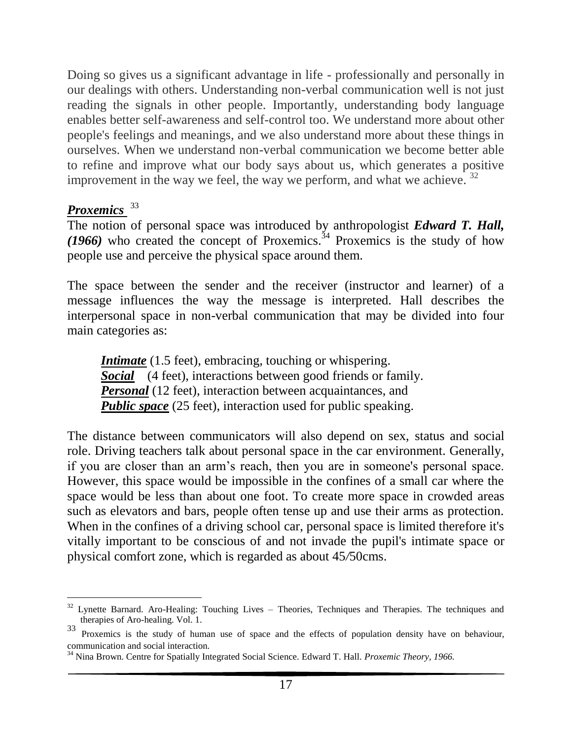Doing so gives us a significant advantage in life - professionally and personally in our dealings with others. Understanding non-verbal communication well is not just reading the signals in other people. Importantly, understanding body language enables better self-awareness and self-control too. We understand more about other people's feelings and meanings, and we also understand more about these things in ourselves. When we understand non-verbal communication we become better able to refine and improve what our body says about us, which generates a positive improvement in the way we feel, the way we perform, and what we achieve. [32]

## ***Proxemics*** [33]

The notion of personal space was introduced by anthropologist ***Edward T. Hall, (1966)*** who created the concept of Proxemics.[34] Proxemics is the study of how people use and perceive the physical space around them.

The space between the sender and the receiver (instructor and learner) of a message influences the way the message is interpreted. Hall describes the interpersonal space in non-verbal communication that may be divided into four main categories as:

> ***Intimate*** (1.5 feet), embracing, touching or whispering.
> ***Social*** (4 feet), interactions between good friends or family.
> ***Personal*** (12 feet), interaction between acquaintances, and
> ***Public space*** (25 feet), interaction used for public speaking.

The distance between communicators will also depend on sex, status and social role. Driving teachers talk about personal space in the car environment. Generally, if you are closer than an arm's reach, then you are in someone's personal space. However, this space would be impossible in the confines of a small car where the space would be less than about one foot. To create more space in crowded areas such as elevators and bars, people often tense up and use their arms as protection. When in the confines of a driving school car, personal space is limited therefore it's vitally important to be conscious of and not invade the pupil's intimate space or physical comfort zone, which is regarded as about 45/50cms.

---

[32] Lynette Barnard. Aro-Healing: Touching Lives – Theories, Techniques and Therapies. The techniques and therapies of Aro-healing. Vol. 1.

[33] Proxemics is the study of human use of space and the effects of population density have on behaviour, communication and social interaction.

[34] Nina Brown. Centre for Spatially Integrated Social Science. Edward T. Hall. *Proxemic Theory, 1966.*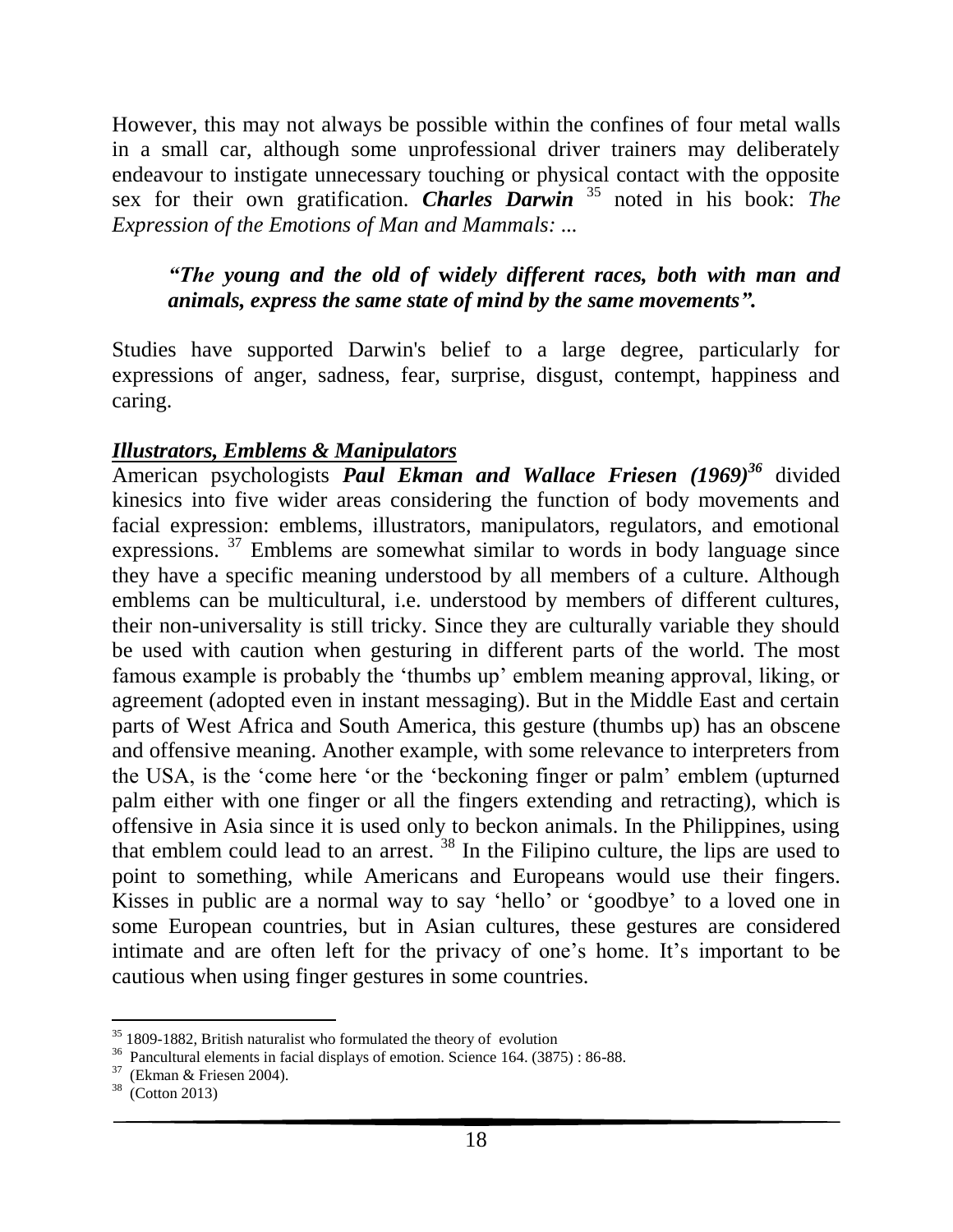However, this may not always be possible within the confines of four metal walls in a small car, although some unprofessional driver trainers may deliberately endeavour to instigate unnecessary touching or physical contact with the opposite sex for their own gratification. ***Charles Darwin*** [35] noted in his book: *The Expression of the Emotions of Man and Mammals: ...*

> ***"The young and the old of widely different races, both with man and animals, express the same state of mind by the same movements".***

Studies have supported Darwin's belief to a large degree, particularly for expressions of anger, sadness, fear, surprise, disgust, contempt, happiness and caring.

***Illustrators, Emblems & Manipulators***

American psychologists ***Paul Ekman and Wallace Friesen (1969)***[36] divided kinesics into five wider areas considering the function of body movements and facial expression: emblems, illustrators, manipulators, regulators, and emotional expressions. [37] Emblems are somewhat similar to words in body language since they have a specific meaning understood by all members of a culture. Although emblems can be multicultural, i.e. understood by members of different cultures, their non-universality is still tricky. Since they are culturally variable they should be used with caution when gesturing in different parts of the world. The most famous example is probably the 'thumbs up' emblem meaning approval, liking, or agreement (adopted even in instant messaging). But in the Middle East and certain parts of West Africa and South America, this gesture (thumbs up) has an obscene and offensive meaning. Another example, with some relevance to interpreters from the USA, is the 'come here 'or the 'beckoning finger or palm' emblem (upturned palm either with one finger or all the fingers extending and retracting), which is offensive in Asia since it is used only to beckon animals. In the Philippines, using that emblem could lead to an arrest. [38] In the Filipino culture, the lips are used to point to something, while Americans and Europeans would use their fingers. Kisses in public are a normal way to say 'hello' or 'goodbye' to a loved one in some European countries, but in Asian cultures, these gestures are considered intimate and are often left for the privacy of one's home. It's important to be cautious when using finger gestures in some countries.

---

[35] 1809-1882, British naturalist who formulated the theory of evolution

[36] Pancultural elements in facial displays of emotion. Science 164. (3875) : 86-88.

[37] (Ekman & Friesen 2004).

[38] (Cotton 2013)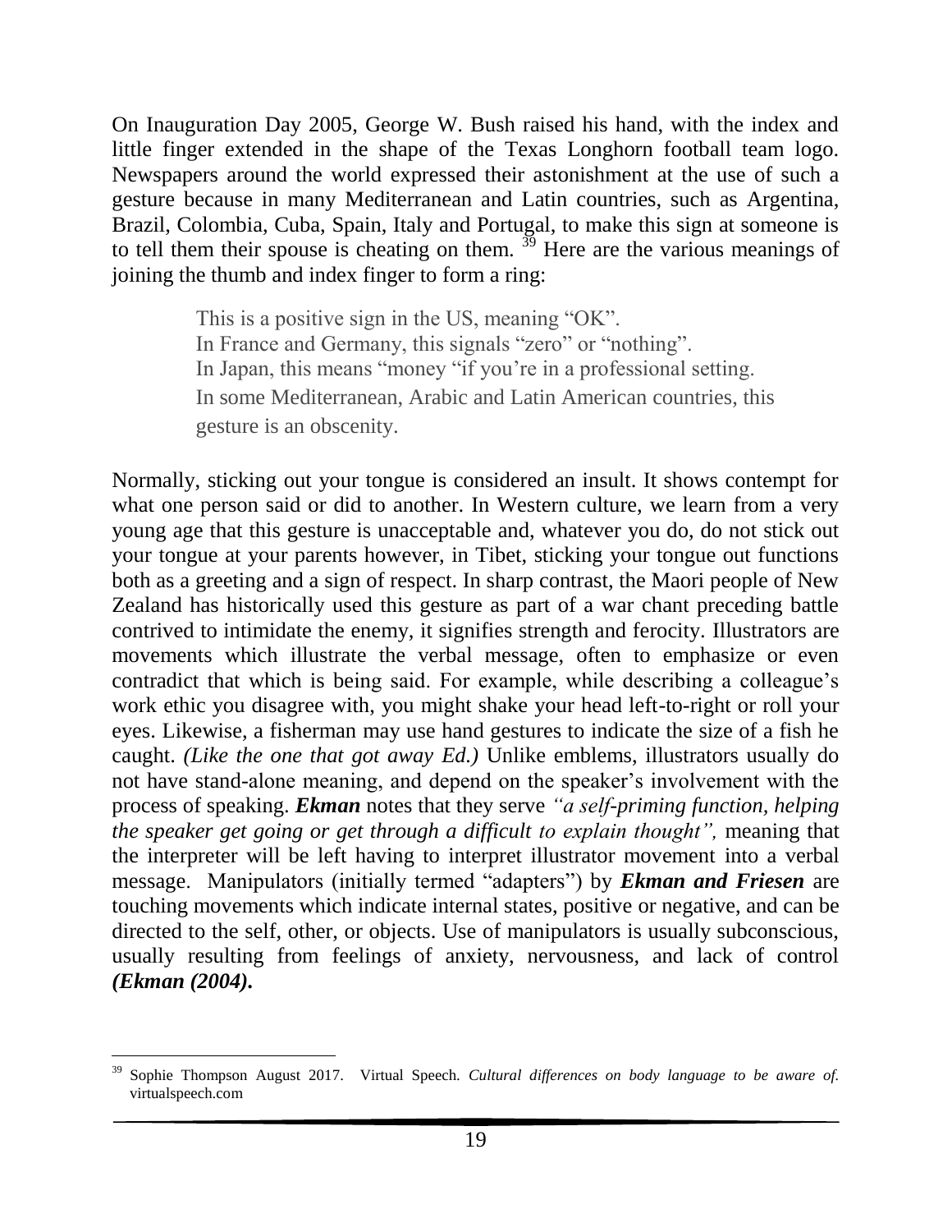On Inauguration Day 2005, George W. Bush raised his hand, with the index and little finger extended in the shape of the Texas Longhorn football team logo. Newspapers around the world expressed their astonishment at the use of such a gesture because in many Mediterranean and Latin countries, such as Argentina, Brazil, Colombia, Cuba, Spain, Italy and Portugal, to make this sign at someone is to tell them their spouse is cheating on them. [39] Here are the various meanings of joining the thumb and index finger to form a ring:

> This is a positive sign in the US, meaning "OK".
> In France and Germany, this signals "zero" or "nothing".
> In Japan, this means "money "if you're in a professional setting.
> In some Mediterranean, Arabic and Latin American countries, this gesture is an obscenity.

Normally, sticking out your tongue is considered an insult. It shows contempt for what one person said or did to another. In Western culture, we learn from a very young age that this gesture is unacceptable and, whatever you do, do not stick out your tongue at your parents however, in Tibet, sticking your tongue out functions both as a greeting and a sign of respect. In sharp contrast, the Maori people of New Zealand has historically used this gesture as part of a war chant preceding battle contrived to intimidate the enemy, it signifies strength and ferocity. Illustrators are movements which illustrate the verbal message, often to emphasize or even contradict that which is being said. For example, while describing a colleague's work ethic you disagree with, you might shake your head left-to-right or roll your eyes. Likewise, a fisherman may use hand gestures to indicate the size of a fish he caught. *(Like the one that got away Ed.)* Unlike emblems, illustrators usually do not have stand-alone meaning, and depend on the speaker's involvement with the process of speaking. ***Ekman*** notes that they serve *"a self-priming function, helping the speaker get going or get through a difficult to explain thought",* meaning that the interpreter will be left having to interpret illustrator movement into a verbal message. Manipulators (initially termed "adapters") by ***Ekman and Friesen*** are touching movements which indicate internal states, positive or negative, and can be directed to the self, other, or objects. Use of manipulators is usually subconscious, usually resulting from feelings of anxiety, nervousness, and lack of control ***(Ekman (2004).***

---

[39] Sophie Thompson August 2017. Virtual Speech. *Cultural differences on body language to be aware of.* virtualspeech.com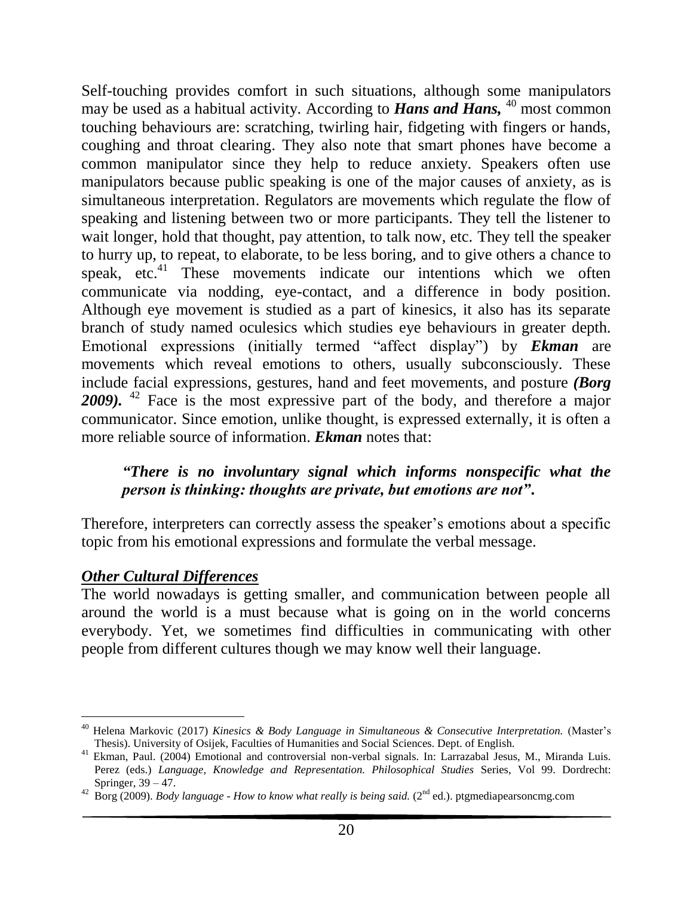Self-touching provides comfort in such situations, although some manipulators may be used as a habitual activity. According to ***Hans and Hans,*** [40] most common touching behaviours are: scratching, twirling hair, fidgeting with fingers or hands, coughing and throat clearing. They also note that smart phones have become a common manipulator since they help to reduce anxiety. Speakers often use manipulators because public speaking is one of the major causes of anxiety, as is simultaneous interpretation. Regulators are movements which regulate the flow of speaking and listening between two or more participants. They tell the listener to wait longer, hold that thought, pay attention, to talk now, etc. They tell the speaker to hurry up, to repeat, to elaborate, to be less boring, and to give others a chance to speak, etc.[41] These movements indicate our intentions which we often communicate via nodding, eye-contact, and a difference in body position. Although eye movement is studied as a part of kinesics, it also has its separate branch of study named oculesics which studies eye behaviours in greater depth. Emotional expressions (initially termed "affect display") by ***Ekman*** are movements which reveal emotions to others, usually subconsciously. These include facial expressions, gestures, hand and feet movements, and posture ***(Borg 2009).*** [42] Face is the most expressive part of the body, and therefore a major communicator. Since emotion, unlike thought, is expressed externally, it is often a more reliable source of information. ***Ekman*** notes that:

> ***"There is no involuntary signal which informs nonspecific what the person is thinking: thoughts are private, but emotions are not".***

Therefore, interpreters can correctly assess the speaker's emotions about a specific topic from his emotional expressions and formulate the verbal message.

***Other Cultural Differences***

The world nowadays is getting smaller, and communication between people all around the world is a must because what is going on in the world concerns everybody. Yet, we sometimes find difficulties in communicating with other people from different cultures though we may know well their language.

---

[40] Helena Markovic (2017) *Kinesics & Body Language in Simultaneous & Consecutive Interpretation.* (Master's Thesis). University of Osijek, Faculties of Humanities and Social Sciences. Dept. of English.

[41] Ekman, Paul. (2004) Emotional and controversial non-verbal signals. In: Larrazabal Jesus, M., Miranda Luis. Perez (eds.) *Language, Knowledge and Representation. Philosophical Studies* Series, Vol 99. Dordrecht: Springer, 39 – 47.

[42] Borg (2009). *Body language - How to know what really is being said.* (2nd ed.). ptgmediapearsoncmg.com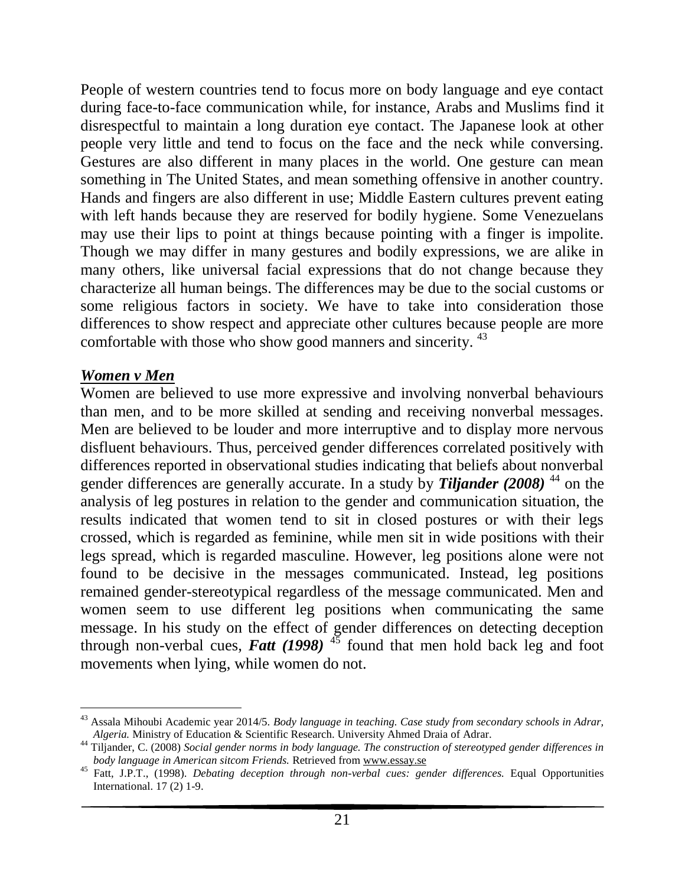People of western countries tend to focus more on body language and eye contact during face-to-face communication while, for instance, Arabs and Muslims find it disrespectful to maintain a long duration eye contact. The Japanese look at other people very little and tend to focus on the face and the neck while conversing. Gestures are also different in many places in the world. One gesture can mean something in The United States, and mean something offensive in another country. Hands and fingers are also different in use; Middle Eastern cultures prevent eating with left hands because they are reserved for bodily hygiene. Some Venezuelans may use their lips to point at things because pointing with a finger is impolite. Though we may differ in many gestures and bodily expressions, we are alike in many others, like universal facial expressions that do not change because they characterize all human beings. The differences may be due to the social customs or some religious factors in society. We have to take into consideration those differences to show respect and appreciate other cultures because people are more comfortable with those who show good manners and sincerity. [43]

***<u>Women v Men</u>***

Women are believed to use more expressive and involving nonverbal behaviours than men, and to be more skilled at sending and receiving nonverbal messages. Men are believed to be louder and more interruptive and to display more nervous disfluent behaviours. Thus, perceived gender differences correlated positively with differences reported in observational studies indicating that beliefs about nonverbal gender differences are generally accurate. In a study by ***Tiljander (2008)*** [44] on the analysis of leg postures in relation to the gender and communication situation, the results indicated that women tend to sit in closed postures or with their legs crossed, which is regarded as feminine, while men sit in wide positions with their legs spread, which is regarded masculine. However, leg positions alone were not found to be decisive in the messages communicated. Instead, leg positions remained gender-stereotypical regardless of the message communicated. Men and women seem to use different leg positions when communicating the same message. In his study on the effect of gender differences on detecting deception through non-verbal cues, ***Fatt (1998)*** [45] found that men hold back leg and foot movements when lying, while women do not.

---

[43] Assala Mihoubi Academic year 2014/5. *Body language in teaching. Case study from secondary schools in Adrar, Algeria.* Ministry of Education & Scientific Research. University Ahmed Draia of Adrar.

[44] Tiljander, C. (2008) *Social gender norms in body language. The construction of stereotyped gender differences in body language in American sitcom Friends.* Retrieved from <u>www.essay.se</u>

[45] Fatt, J.P.T., (1998). *Debating deception through non-verbal cues: gender differences.* Equal Opportunities International. 17 (2) 1-9.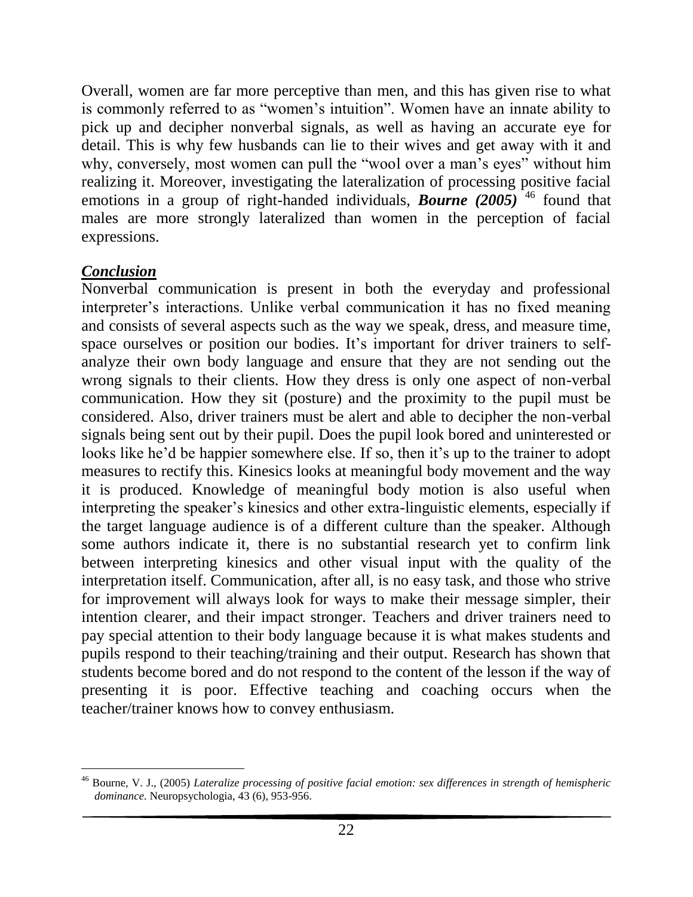Overall, women are far more perceptive than men, and this has given rise to what is commonly referred to as "women's intuition". Women have an innate ability to pick up and decipher nonverbal signals, as well as having an accurate eye for detail. This is why few husbands can lie to their wives and get away with it and why, conversely, most women can pull the "wool over a man's eyes" without him realizing it. Moreover, investigating the lateralization of processing positive facial emotions in a group of right-handed individuals, ***Bourne (2005)*** [46] found that males are more strongly lateralized than women in the perception of facial expressions.

***Conclusion***

Nonverbal communication is present in both the everyday and professional interpreter's interactions. Unlike verbal communication it has no fixed meaning and consists of several aspects such as the way we speak, dress, and measure time, space ourselves or position our bodies. It's important for driver trainers to self-analyze their own body language and ensure that they are not sending out the wrong signals to their clients. How they dress is only one aspect of non-verbal communication. How they sit (posture) and the proximity to the pupil must be considered. Also, driver trainers must be alert and able to decipher the non-verbal signals being sent out by their pupil. Does the pupil look bored and uninterested or looks like he'd be happier somewhere else. If so, then it's up to the trainer to adopt measures to rectify this. Kinesics looks at meaningful body movement and the way it is produced. Knowledge of meaningful body motion is also useful when interpreting the speaker's kinesics and other extra-linguistic elements, especially if the target language audience is of a different culture than the speaker. Although some authors indicate it, there is no substantial research yet to confirm link between interpreting kinesics and other visual input with the quality of the interpretation itself. Communication, after all, is no easy task, and those who strive for improvement will always look for ways to make their message simpler, their intention clearer, and their impact stronger. Teachers and driver trainers need to pay special attention to their body language because it is what makes students and pupils respond to their teaching/training and their output. Research has shown that students become bored and do not respond to the content of the lesson if the way of presenting it is poor. Effective teaching and coaching occurs when the teacher/trainer knows how to convey enthusiasm.

---

[46] Bourne, V. J., (2005) *Lateralize processing of positive facial emotion: sex differences in strength of hemispheric dominance.* Neuropsychologia, 43 (6), 953-956.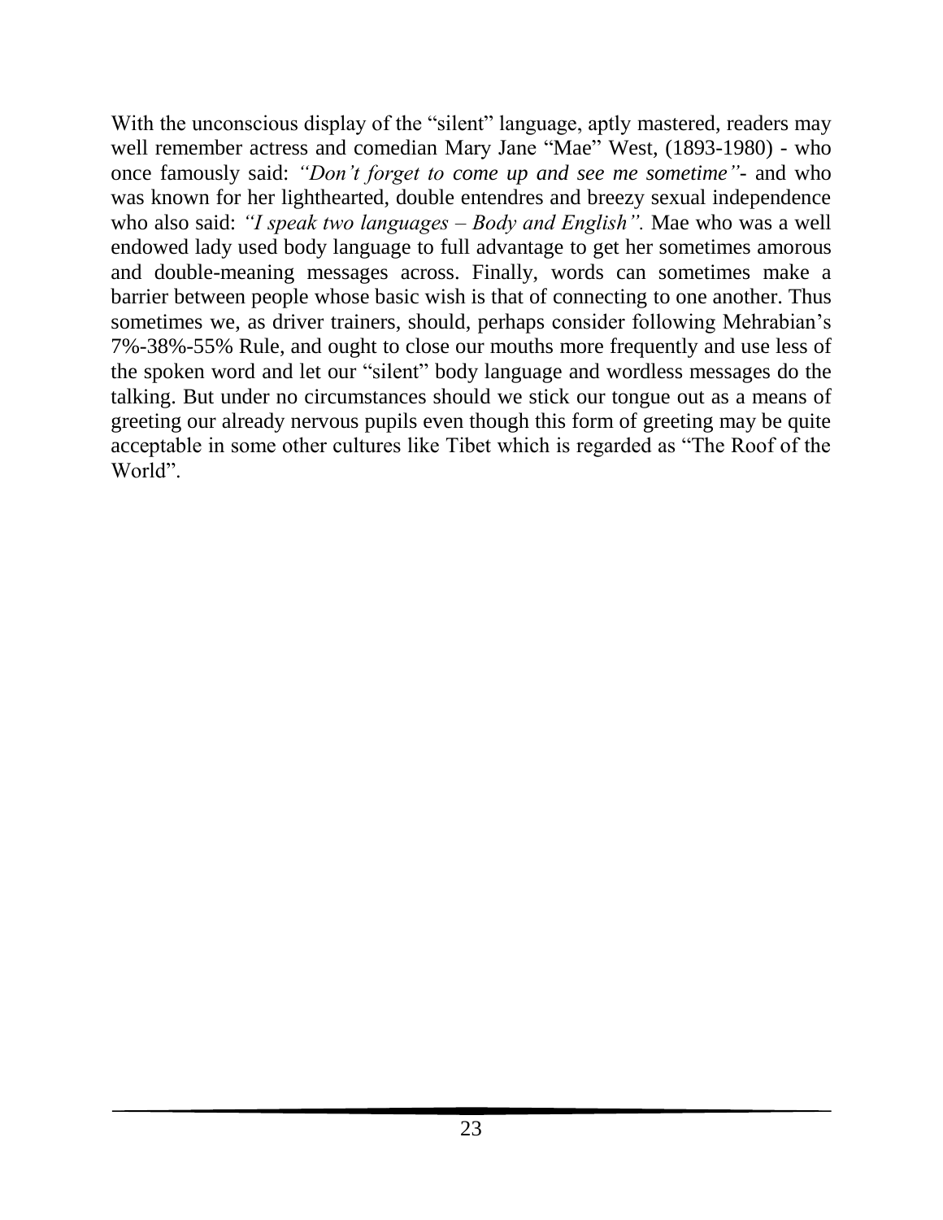With the unconscious display of the "silent" language, aptly mastered, readers may well remember actress and comedian Mary Jane "Mae" West, (1893-1980) - who once famously said: *"Don't forget to come up and see me sometime"*- and who was known for her lighthearted, double entendres and breezy sexual independence who also said: *"I speak two languages – Body and English".* Mae who was a well endowed lady used body language to full advantage to get her sometimes amorous and double-meaning messages across. Finally, words can sometimes make a barrier between people whose basic wish is that of connecting to one another. Thus sometimes we, as driver trainers, should, perhaps consider following Mehrabian's 7%-38%-55% Rule, and ought to close our mouths more frequently and use less of the spoken word and let our "silent" body language and wordless messages do the talking. But under no circumstances should we stick our tongue out as a means of greeting our already nervous pupils even though this form of greeting may be quite acceptable in some other cultures like Tibet which is regarded as "The Roof of the World".